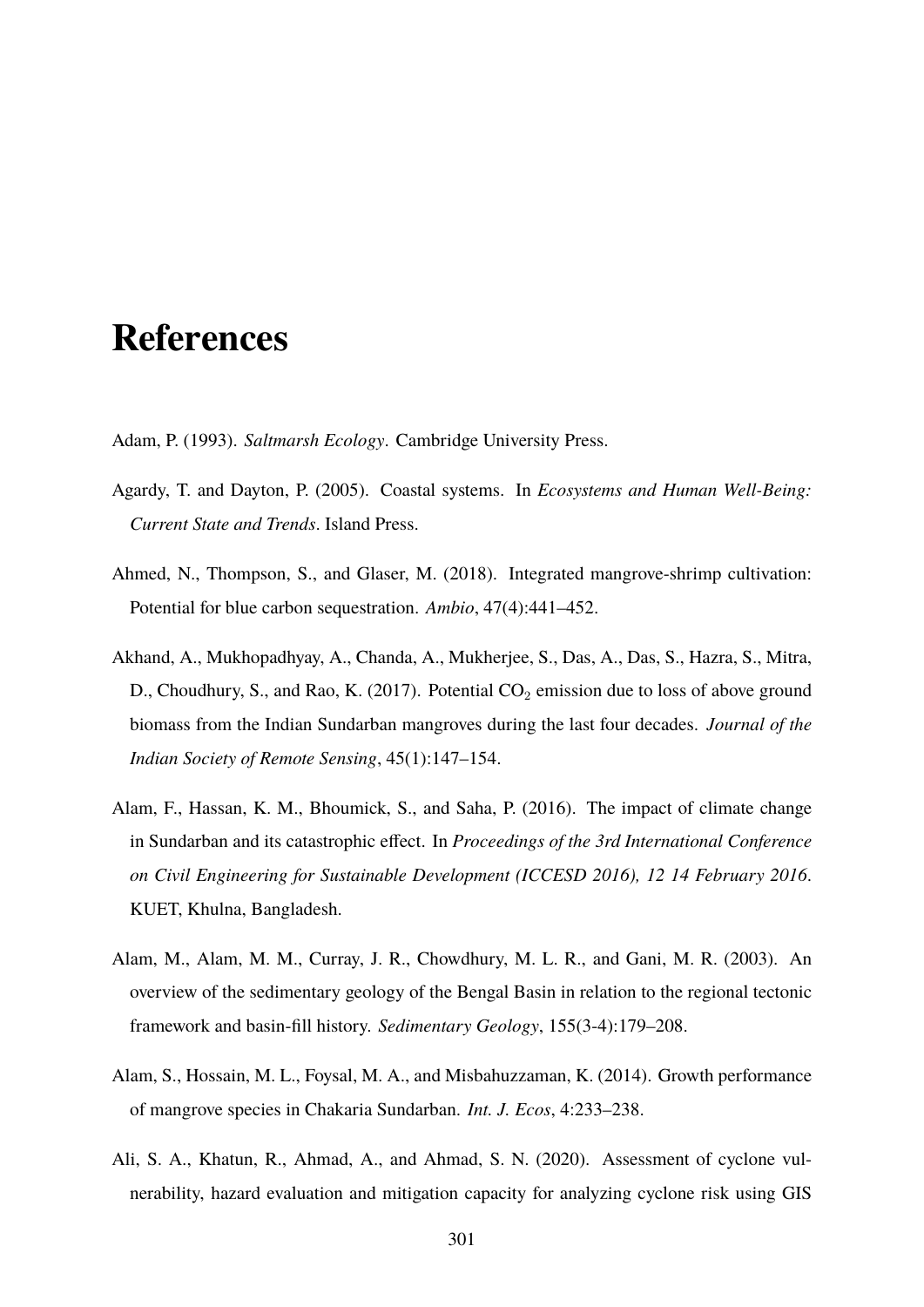# References

Adam, P. (1993). *Saltmarsh Ecology*. Cambridge University Press.

Agardy, T. and Dayton, P. (2005). Coastal systems. In *Ecosystems and Human Well-Being: Current State and Trends*. Island Press.

Ahmed, N., Thompson, S., and Glaser, M. (2018). Integrated mangrove-shrimp cultivation: Potential for blue carbon sequestration. *Ambio*, 47(4):441–452.

Akhand, A., Mukhopadhyay, A., Chanda, A., Mukherjee, S., Das, A., Das, S., Hazra, S., Mitra, D., Choudhury, S., and Rao, K. (2017). Potential $CO_2$ emission due to loss of above ground biomass from the Indian Sundarban mangroves during the last four decades. *Journal of the Indian Society of Remote Sensing*, 45(1):147–154.

Alam, F., Hassan, K. M., Bhoumick, S., and Saha, P. (2016). The impact of climate change in Sundarban and its catastrophic effect. In *Proceedings of the 3rd International Conference on Civil Engineering for Sustainable Development (ICCESD 2016), 12 14 February 2016*. KUET, Khulna, Bangladesh.

Alam, M., Alam, M. M., Curray, J. R., Chowdhury, M. L. R., and Gani, M. R. (2003). An overview of the sedimentary geology of the Bengal Basin in relation to the regional tectonic framework and basin-fill history. *Sedimentary Geology*, 155(3-4):179–208.

Alam, S., Hossain, M. L., Foysal, M. A., and Misbahuzzaman, K. (2014). Growth performance of mangrove species in Chakaria Sundarban. *Int. J. Ecos*, 4:233–238.

Ali, S. A., Khatun, R., Ahmad, A., and Ahmad, S. N. (2020). Assessment of cyclone vulnerability, hazard evaluation and mitigation capacity for analyzing cyclone risk using GIS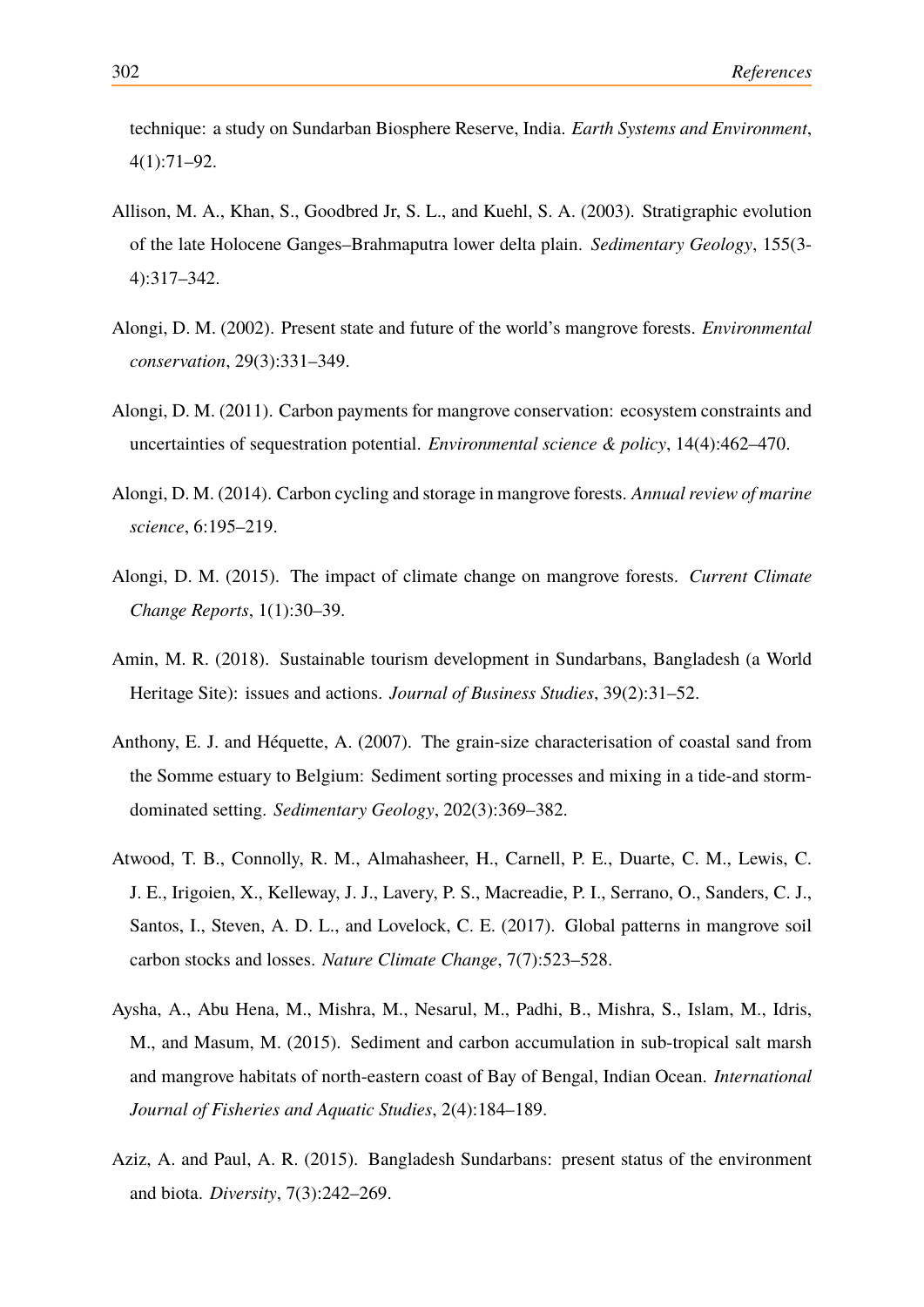technique: a study on Sundarban Biosphere Reserve, India. *Earth Systems and Environment*, 4(1):71–92.

Allison, M. A., Khan, S., Goodbred Jr, S. L., and Kuehl, S. A. (2003). Stratigraphic evolution of the late Holocene Ganges–Brahmaputra lower delta plain. *Sedimentary Geology*, 155(3-4):317–342.

Alongi, D. M. (2002). Present state and future of the world's mangrove forests. *Environmental conservation*, 29(3):331–349.

Alongi, D. M. (2011). Carbon payments for mangrove conservation: ecosystem constraints and uncertainties of sequestration potential. *Environmental science & policy*, 14(4):462–470.

Alongi, D. M. (2014). Carbon cycling and storage in mangrove forests. *Annual review of marine science*, 6:195–219.

Alongi, D. M. (2015). The impact of climate change on mangrove forests. *Current Climate Change Reports*, 1(1):30–39.

Amin, M. R. (2018). Sustainable tourism development in Sundarbans, Bangladesh (a World Heritage Site): issues and actions. *Journal of Business Studies*, 39(2):31–52.

Anthony, E. J. and Héquette, A. (2007). The grain-size characterisation of coastal sand from the Somme estuary to Belgium: Sediment sorting processes and mixing in a tide-and storm-dominated setting. *Sedimentary Geology*, 202(3):369–382.

Atwood, T. B., Connolly, R. M., Almahasheer, H., Carnell, P. E., Duarte, C. M., Lewis, C. J. E., Irigoien, X., Kelleway, J. J., Lavery, P. S., Macreadie, P. I., Serrano, O., Sanders, C. J., Santos, I., Steven, A. D. L., and Lovelock, C. E. (2017). Global patterns in mangrove soil carbon stocks and losses. *Nature Climate Change*, 7(7):523–528.

Aysha, A., Abu Hena, M., Mishra, M., Nesarul, M., Padhi, B., Mishra, S., Islam, M., Idris, M., and Masum, M. (2015). Sediment and carbon accumulation in sub-tropical salt marsh and mangrove habitats of north-eastern coast of Bay of Bengal, Indian Ocean. *International Journal of Fisheries and Aquatic Studies*, 2(4):184–189.

Aziz, A. and Paul, A. R. (2015). Bangladesh Sundarbans: present status of the environment and biota. *Diversity*, 7(3):242–269.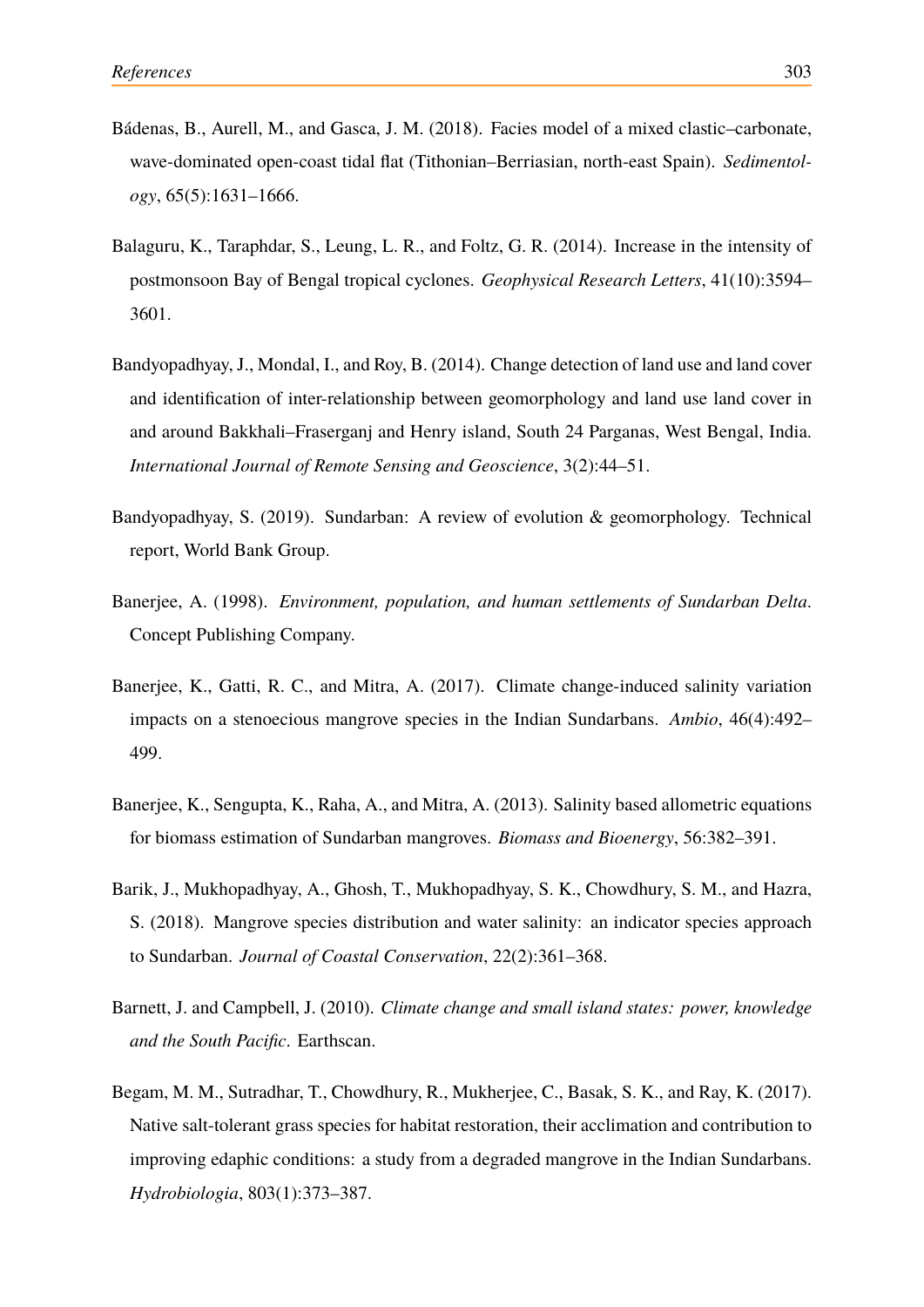Bádenas, B., Aurell, M., and Gasca, J. M. (2018). Facies model of a mixed clastic–carbonate, wave-dominated open-coast tidal flat (Tithonian–Berriasian, north-east Spain). *Sedimentology*, 65(5):1631–1666.

Balaguru, K., Taraphdar, S., Leung, L. R., and Foltz, G. R. (2014). Increase in the intensity of postmonsoon Bay of Bengal tropical cyclones. *Geophysical Research Letters*, 41(10):3594–3601.

Bandyopadhyay, J., Mondal, I., and Roy, B. (2014). Change detection of land use and land cover and identification of inter-relationship between geomorphology and land use land cover in and around Bakkhali–Fraserganj and Henry island, South 24 Parganas, West Bengal, India. *International Journal of Remote Sensing and Geoscience*, 3(2):44–51.

Bandyopadhyay, S. (2019). Sundarban: A review of evolution & geomorphology. Technical report, World Bank Group.

Banerjee, A. (1998). *Environment, population, and human settlements of Sundarban Delta*. Concept Publishing Company.

Banerjee, K., Gatti, R. C., and Mitra, A. (2017). Climate change-induced salinity variation impacts on a stenoecious mangrove species in the Indian Sundarbans. *Ambio*, 46(4):492–499.

Banerjee, K., Sengupta, K., Raha, A., and Mitra, A. (2013). Salinity based allometric equations for biomass estimation of Sundarban mangroves. *Biomass and Bioenergy*, 56:382–391.

Barik, J., Mukhopadhyay, A., Ghosh, T., Mukhopadhyay, S. K., Chowdhury, S. M., and Hazra, S. (2018). Mangrove species distribution and water salinity: an indicator species approach to Sundarban. *Journal of Coastal Conservation*, 22(2):361–368.

Barnett, J. and Campbell, J. (2010). *Climate change and small island states: power, knowledge and the South Pacific*. Earthscan.

Begam, M. M., Sutradhar, T., Chowdhury, R., Mukherjee, C., Basak, S. K., and Ray, K. (2017). Native salt-tolerant grass species for habitat restoration, their acclimation and contribution to improving edaphic conditions: a study from a degraded mangrove in the Indian Sundarbans. *Hydrobiologia*, 803(1):373–387.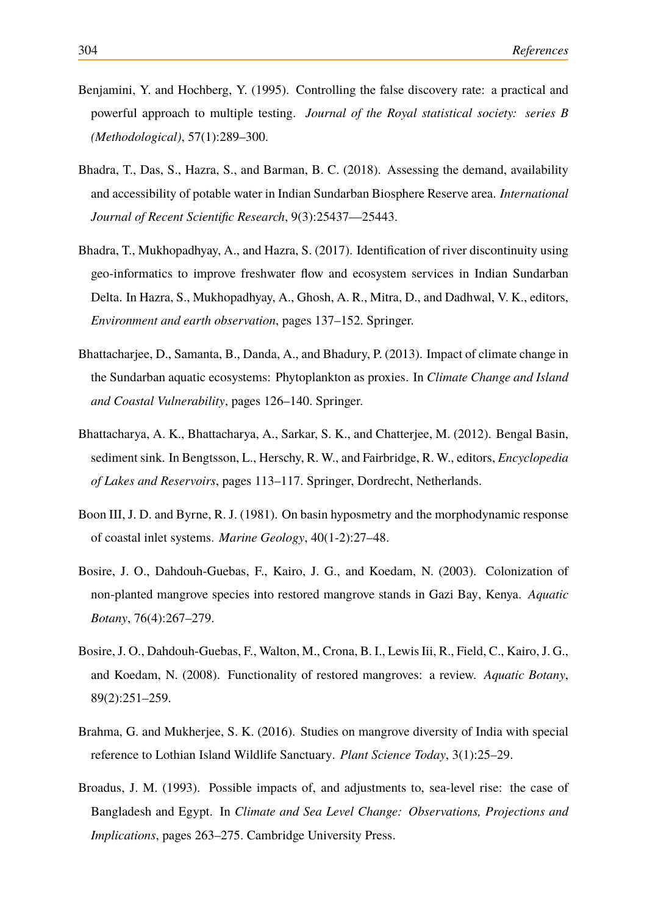Benjamini, Y. and Hochberg, Y. (1995). Controlling the false discovery rate: a practical and powerful approach to multiple testing. *Journal of the Royal statistical society: series B (Methodological)*, 57(1):289–300.

Bhadra, T., Das, S., Hazra, S., and Barman, B. C. (2018). Assessing the demand, availability and accessibility of potable water in Indian Sundarban Biosphere Reserve area. *International Journal of Recent Scientific Research*, 9(3):25437—25443.

Bhadra, T., Mukhopadhyay, A., and Hazra, S. (2017). Identification of river discontinuity using geo-informatics to improve freshwater flow and ecosystem services in Indian Sundarban Delta. In Hazra, S., Mukhopadhyay, A., Ghosh, A. R., Mitra, D., and Dadhwal, V. K., editors, *Environment and earth observation*, pages 137–152. Springer.

Bhattacharjee, D., Samanta, B., Danda, A., and Bhadury, P. (2013). Impact of climate change in the Sundarban aquatic ecosystems: Phytoplankton as proxies. In *Climate Change and Island and Coastal Vulnerability*, pages 126–140. Springer.

Bhattacharya, A. K., Bhattacharya, A., Sarkar, S. K., and Chatterjee, M. (2012). Bengal Basin, sediment sink. In Bengtsson, L., Herschy, R. W., and Fairbridge, R. W., editors, *Encyclopedia of Lakes and Reservoirs*, pages 113–117. Springer, Dordrecht, Netherlands.

Boon III, J. D. and Byrne, R. J. (1981). On basin hyposmetry and the morphodynamic response of coastal inlet systems. *Marine Geology*, 40(1-2):27–48.

Bosire, J. O., Dahdouh-Guebas, F., Kairo, J. G., and Koedam, N. (2003). Colonization of non-planted mangrove species into restored mangrove stands in Gazi Bay, Kenya. *Aquatic Botany*, 76(4):267–279.

Bosire, J. O., Dahdouh-Guebas, F., Walton, M., Crona, B. I., Lewis Iii, R., Field, C., Kairo, J. G., and Koedam, N. (2008). Functionality of restored mangroves: a review. *Aquatic Botany*, 89(2):251–259.

Brahma, G. and Mukherjee, S. K. (2016). Studies on mangrove diversity of India with special reference to Lothian Island Wildlife Sanctuary. *Plant Science Today*, 3(1):25–29.

Broadus, J. M. (1993). Possible impacts of, and adjustments to, sea-level rise: the case of Bangladesh and Egypt. In *Climate and Sea Level Change: Observations, Projections and Implications*, pages 263–275. Cambridge University Press.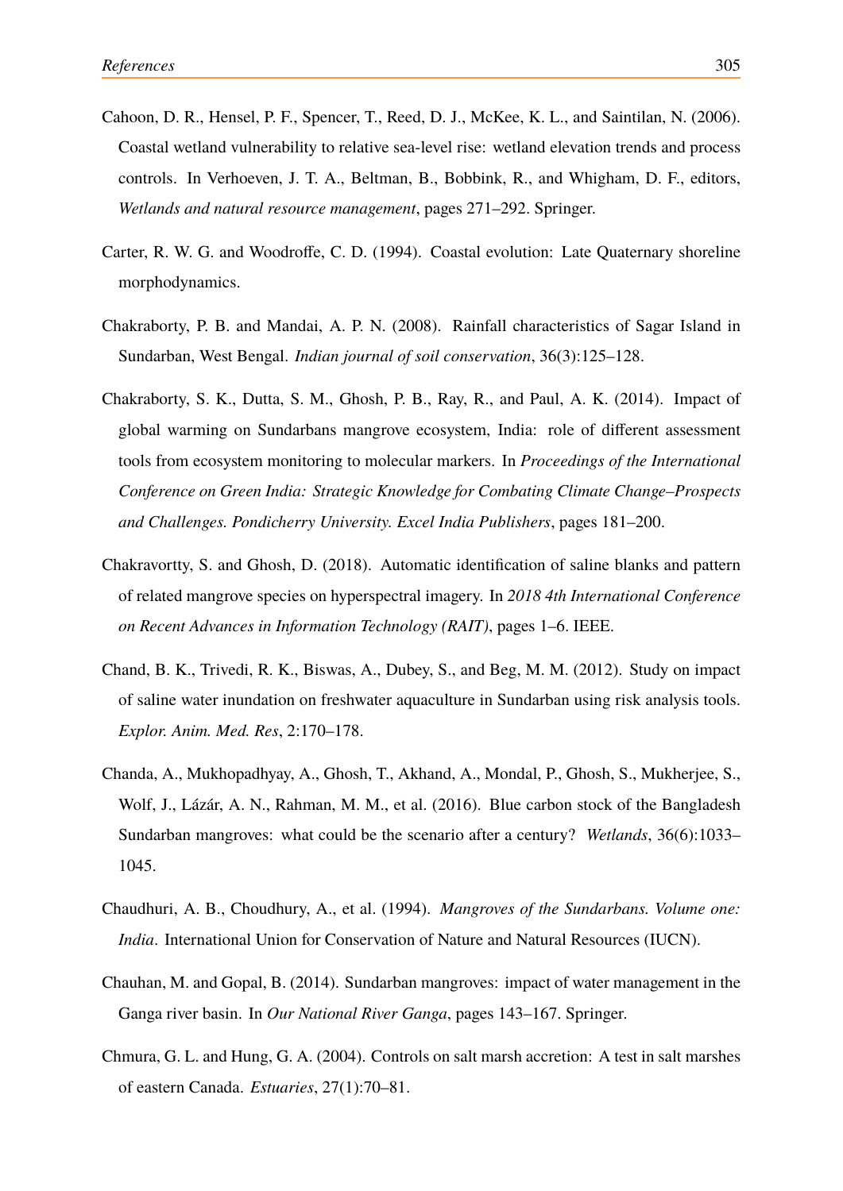Cahoon, D. R., Hensel, P. F., Spencer, T., Reed, D. J., McKee, K. L., and Saintilan, N. (2006). Coastal wetland vulnerability to relative sea-level rise: wetland elevation trends and process controls. In Verhoeven, J. T. A., Beltman, B., Bobbink, R., and Whigham, D. F., editors, *Wetlands and natural resource management*, pages 271–292. Springer.

Carter, R. W. G. and Woodroffe, C. D. (1994). Coastal evolution: Late Quaternary shoreline morphodynamics.

Chakraborty, P. B. and Mandai, A. P. N. (2008). Rainfall characteristics of Sagar Island in Sundarban, West Bengal. *Indian journal of soil conservation*, 36(3):125–128.

Chakraborty, S. K., Dutta, S. M., Ghosh, P. B., Ray, R., and Paul, A. K. (2014). Impact of global warming on Sundarbans mangrove ecosystem, India: role of different assessment tools from ecosystem monitoring to molecular markers. In *Proceedings of the International Conference on Green India: Strategic Knowledge for Combating Climate Change–Prospects and Challenges. Pondicherry University. Excel India Publishers*, pages 181–200.

Chakravortty, S. and Ghosh, D. (2018). Automatic identification of saline blanks and pattern of related mangrove species on hyperspectral imagery. In *2018 4th International Conference on Recent Advances in Information Technology (RAIT)*, pages 1–6. IEEE.

Chand, B. K., Trivedi, R. K., Biswas, A., Dubey, S., and Beg, M. M. (2012). Study on impact of saline water inundation on freshwater aquaculture in Sundarban using risk analysis tools. *Explor. Anim. Med. Res*, 2:170–178.

Chanda, A., Mukhopadhyay, A., Ghosh, T., Akhand, A., Mondal, P., Ghosh, S., Mukherjee, S., Wolf, J., Lázár, A. N., Rahman, M. M., et al. (2016). Blue carbon stock of the Bangladesh Sundarban mangroves: what could be the scenario after a century? *Wetlands*, 36(6):1033–1045.

Chaudhuri, A. B., Choudhury, A., et al. (1994). *Mangroves of the Sundarbans. Volume one: India*. International Union for Conservation of Nature and Natural Resources (IUCN).

Chauhan, M. and Gopal, B. (2014). Sundarban mangroves: impact of water management in the Ganga river basin. In *Our National River Ganga*, pages 143–167. Springer.

Chmura, G. L. and Hung, G. A. (2004). Controls on salt marsh accretion: A test in salt marshes of eastern Canada. *Estuaries*, 27(1):70–81.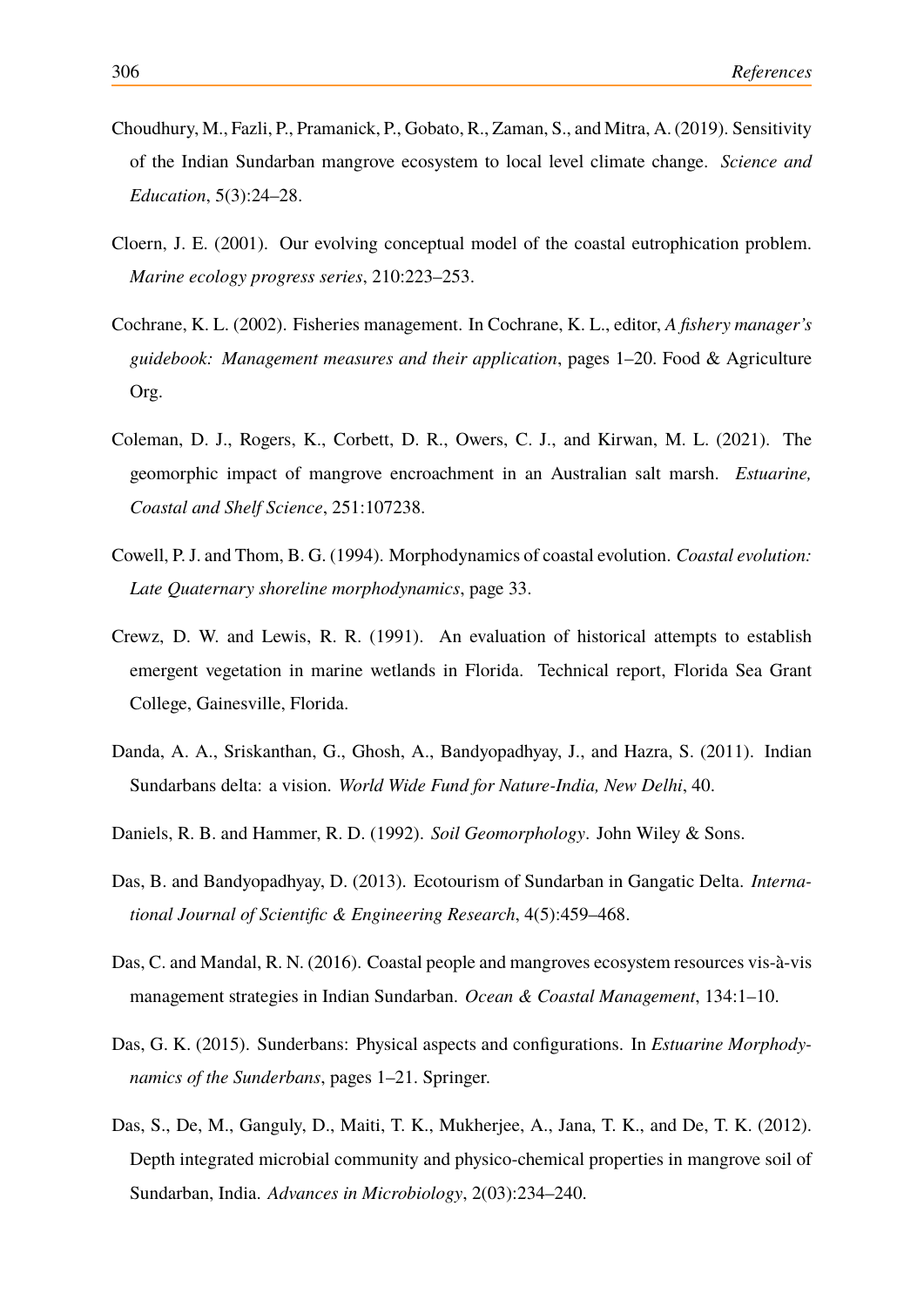Choudhury, M., Fazli, P., Pramanick, P., Gobato, R., Zaman, S., and Mitra, A. (2019). Sensitivity of the Indian Sundarban mangrove ecosystem to local level climate change. *Science and Education*, 5(3):24–28.

Cloern, J. E. (2001). Our evolving conceptual model of the coastal eutrophication problem. *Marine ecology progress series*, 210:223–253.

Cochrane, K. L. (2002). Fisheries management. In Cochrane, K. L., editor, *A fishery manager's guidebook: Management measures and their application*, pages 1–20. Food & Agriculture Org.

Coleman, D. J., Rogers, K., Corbett, D. R., Owers, C. J., and Kirwan, M. L. (2021). The geomorphic impact of mangrove encroachment in an Australian salt marsh. *Estuarine, Coastal and Shelf Science*, 251:107238.

Cowell, P. J. and Thom, B. G. (1994). Morphodynamics of coastal evolution. *Coastal evolution: Late Quaternary shoreline morphodynamics*, page 33.

Crewz, D. W. and Lewis, R. R. (1991). An evaluation of historical attempts to establish emergent vegetation in marine wetlands in Florida. Technical report, Florida Sea Grant College, Gainesville, Florida.

Danda, A. A., Sriskanthan, G., Ghosh, A., Bandyopadhyay, J., and Hazra, S. (2011). Indian Sundarbans delta: a vision. *World Wide Fund for Nature-India, New Delhi*, 40.

Daniels, R. B. and Hammer, R. D. (1992). *Soil Geomorphology*. John Wiley & Sons.

Das, B. and Bandyopadhyay, D. (2013). Ecotourism of Sundarban in Gangatic Delta. *International Journal of Scientific & Engineering Research*, 4(5):459–468.

Das, C. and Mandal, R. N. (2016). Coastal people and mangroves ecosystem resources vis-à-vis management strategies in Indian Sundarban. *Ocean & Coastal Management*, 134:1–10.

Das, G. K. (2015). Sunderbans: Physical aspects and configurations. In *Estuarine Morphodynamics of the Sunderbans*, pages 1–21. Springer.

Das, S., De, M., Ganguly, D., Maiti, T. K., Mukherjee, A., Jana, T. K., and De, T. K. (2012). Depth integrated microbial community and physico-chemical properties in mangrove soil of Sundarban, India. *Advances in Microbiology*, 2(03):234–240.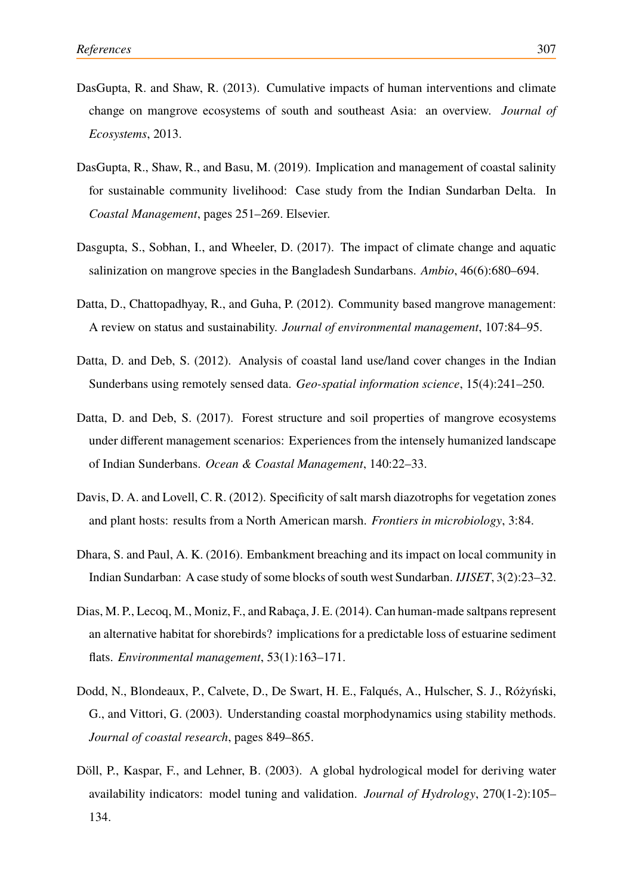DasGupta, R. and Shaw, R. (2013). Cumulative impacts of human interventions and climate change on mangrove ecosystems of south and southeast Asia: an overview. *Journal of Ecosystems*, 2013.

DasGupta, R., Shaw, R., and Basu, M. (2019). Implication and management of coastal salinity for sustainable community livelihood: Case study from the Indian Sundarban Delta. In *Coastal Management*, pages 251–269. Elsevier.

Dasgupta, S., Sobhan, I., and Wheeler, D. (2017). The impact of climate change and aquatic salinization on mangrove species in the Bangladesh Sundarbans. *Ambio*, 46(6):680–694.

Datta, D., Chattopadhyay, R., and Guha, P. (2012). Community based mangrove management: A review on status and sustainability. *Journal of environmental management*, 107:84–95.

Datta, D. and Deb, S. (2012). Analysis of coastal land use/land cover changes in the Indian Sunderbans using remotely sensed data. *Geo-spatial information science*, 15(4):241–250.

Datta, D. and Deb, S. (2017). Forest structure and soil properties of mangrove ecosystems under different management scenarios: Experiences from the intensely humanized landscape of Indian Sunderbans. *Ocean & Coastal Management*, 140:22–33.

Davis, D. A. and Lovell, C. R. (2012). Specificity of salt marsh diazotrophs for vegetation zones and plant hosts: results from a North American marsh. *Frontiers in microbiology*, 3:84.

Dhara, S. and Paul, A. K. (2016). Embankment breaching and its impact on local community in Indian Sundarban: A case study of some blocks of south west Sundarban. *IJISET*, 3(2):23–32.

Dias, M. P., Lecoq, M., Moniz, F., and Rabaça, J. E. (2014). Can human-made saltpans represent an alternative habitat for shorebirds? implications for a predictable loss of estuarine sediment flats. *Environmental management*, 53(1):163–171.

Dodd, N., Blondeaux, P., Calvete, D., De Swart, H. E., Falqués, A., Hulscher, S. J., Różyński, G., and Vittori, G. (2003). Understanding coastal morphodynamics using stability methods. *Journal of coastal research*, pages 849–865.

Döll, P., Kaspar, F., and Lehner, B. (2003). A global hydrological model for deriving water availability indicators: model tuning and validation. *Journal of Hydrology*, 270(1-2):105–134.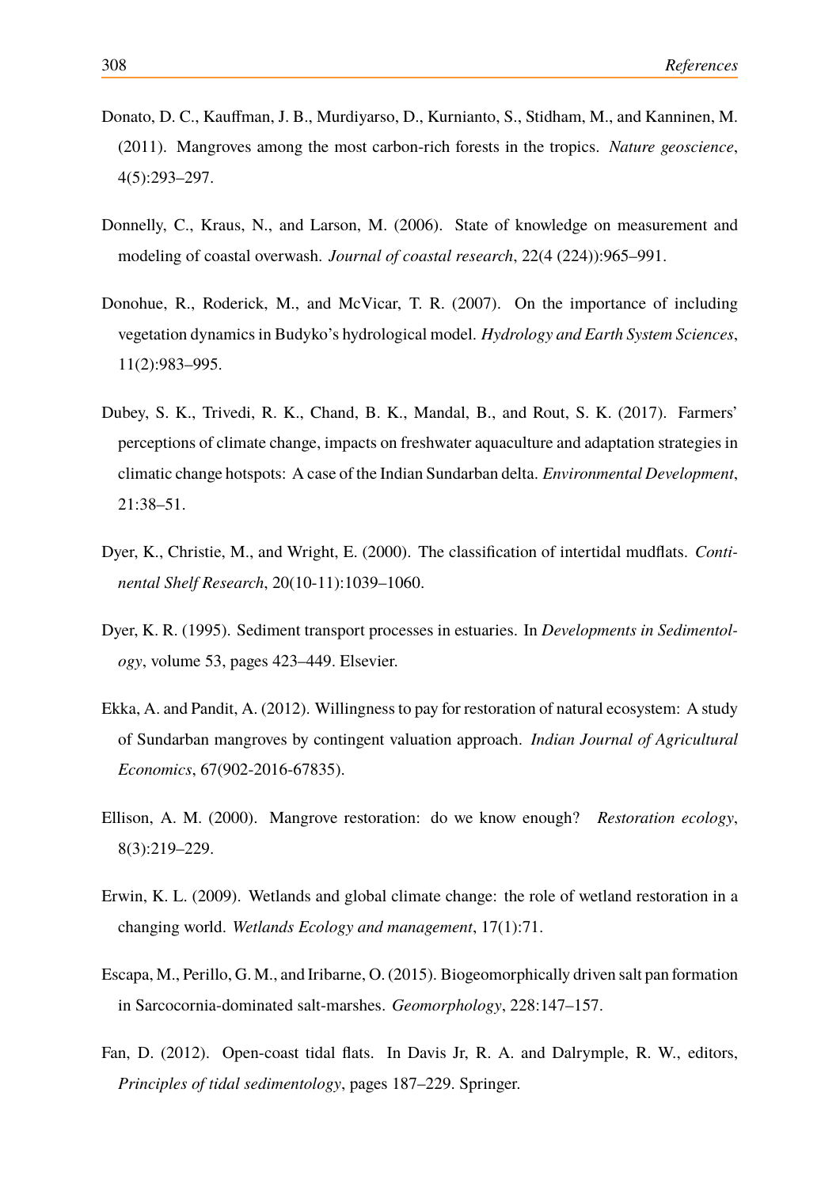Donato, D. C., Kauffman, J. B., Murdiyarso, D., Kurnianto, S., Stidham, M., and Kanninen, M. (2011). Mangroves among the most carbon-rich forests in the tropics. *Nature geoscience*, 4(5):293–297.

Donnelly, C., Kraus, N., and Larson, M. (2006). State of knowledge on measurement and modeling of coastal overwash. *Journal of coastal research*, 22(4 (224)):965–991.

Donohue, R., Roderick, M., and McVicar, T. R. (2007). On the importance of including vegetation dynamics in Budyko's hydrological model. *Hydrology and Earth System Sciences*, 11(2):983–995.

Dubey, S. K., Trivedi, R. K., Chand, B. K., Mandal, B., and Rout, S. K. (2017). Farmers' perceptions of climate change, impacts on freshwater aquaculture and adaptation strategies in climatic change hotspots: A case of the Indian Sundarban delta. *Environmental Development*, 21:38–51.

Dyer, K., Christie, M., and Wright, E. (2000). The classification of intertidal mudflats. *Continental Shelf Research*, 20(10-11):1039–1060.

Dyer, K. R. (1995). Sediment transport processes in estuaries. In *Developments in Sedimentology*, volume 53, pages 423–449. Elsevier.

Ekka, A. and Pandit, A. (2012). Willingness to pay for restoration of natural ecosystem: A study of Sundarban mangroves by contingent valuation approach. *Indian Journal of Agricultural Economics*, 67(902-2016-67835).

Ellison, A. M. (2000). Mangrove restoration: do we know enough? *Restoration ecology*, 8(3):219–229.

Erwin, K. L. (2009). Wetlands and global climate change: the role of wetland restoration in a changing world. *Wetlands Ecology and management*, 17(1):71.

Escapa, M., Perillo, G. M., and Iribarne, O. (2015). Biogeomorphically driven salt pan formation in Sarcocornia-dominated salt-marshes. *Geomorphology*, 228:147–157.

Fan, D. (2012). Open-coast tidal flats. In Davis Jr, R. A. and Dalrymple, R. W., editors, *Principles of tidal sedimentology*, pages 187–229. Springer.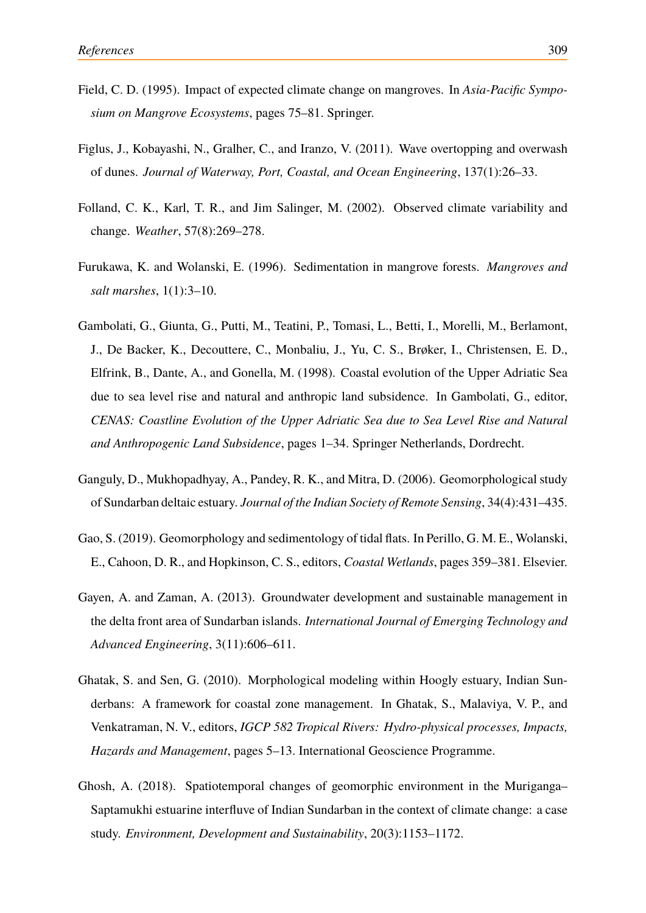Field, C. D. (1995). Impact of expected climate change on mangroves. In *Asia-Pacific Symposium on Mangrove Ecosystems*, pages 75–81. Springer.

Figlus, J., Kobayashi, N., Gralher, C., and Iranzo, V. (2011). Wave overtopping and overwash of dunes. *Journal of Waterway, Port, Coastal, and Ocean Engineering*, 137(1):26–33.

Folland, C. K., Karl, T. R., and Jim Salinger, M. (2002). Observed climate variability and change. *Weather*, 57(8):269–278.

Furukawa, K. and Wolanski, E. (1996). Sedimentation in mangrove forests. *Mangroves and salt marshes*, 1(1):3–10.

Gambolati, G., Giunta, G., Putti, M., Teatini, P., Tomasi, L., Betti, I., Morelli, M., Berlamont, J., De Backer, K., Decouttere, C., Monbaliu, J., Yu, C. S., Brøker, I., Christensen, E. D., Elfrink, B., Dante, A., and Gonella, M. (1998). Coastal evolution of the Upper Adriatic Sea due to sea level rise and natural and anthropic land subsidence. In Gambolati, G., editor, *CENAS: Coastline Evolution of the Upper Adriatic Sea due to Sea Level Rise and Natural and Anthropogenic Land Subsidence*, pages 1–34. Springer Netherlands, Dordrecht.

Ganguly, D., Mukhopadhyay, A., Pandey, R. K., and Mitra, D. (2006). Geomorphological study of Sundarban deltaic estuary. *Journal of the Indian Society of Remote Sensing*, 34(4):431–435.

Gao, S. (2019). Geomorphology and sedimentology of tidal flats. In Perillo, G. M. E., Wolanski, E., Cahoon, D. R., and Hopkinson, C. S., editors, *Coastal Wetlands*, pages 359–381. Elsevier.

Gayen, A. and Zaman, A. (2013). Groundwater development and sustainable management in the delta front area of Sundarban islands. *International Journal of Emerging Technology and Advanced Engineering*, 3(11):606–611.

Ghatak, S. and Sen, G. (2010). Morphological modeling within Hoogly estuary, Indian Sunderbans: A framework for coastal zone management. In Ghatak, S., Malaviya, V. P., and Venkatraman, N. V., editors, *IGCP 582 Tropical Rivers: Hydro-physical processes, Impacts, Hazards and Management*, pages 5–13. International Geoscience Programme.

Ghosh, A. (2018). Spatiotemporal changes of geomorphic environment in the Muriganga–Saptamukhi estuarine interfluve of Indian Sundarban in the context of climate change: a case study. *Environment, Development and Sustainability*, 20(3):1153–1172.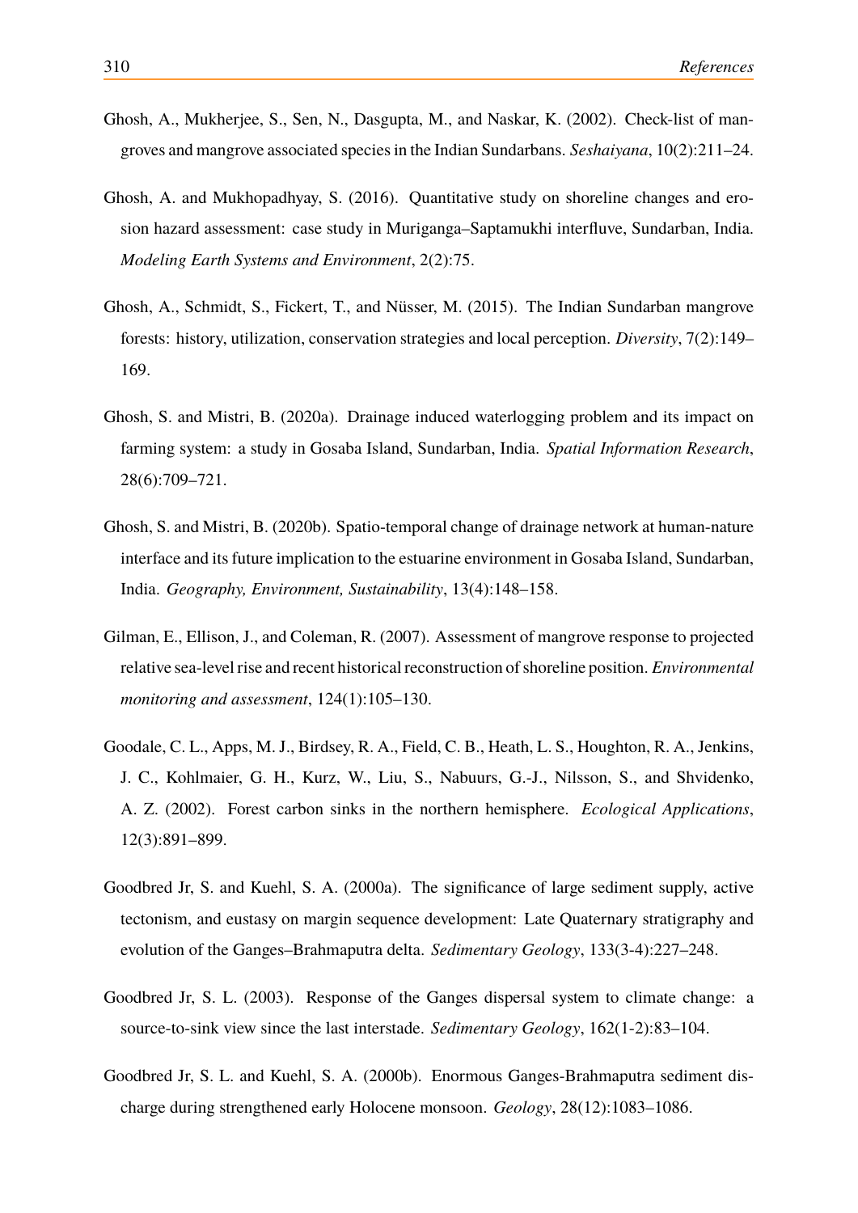Ghosh, A., Mukherjee, S., Sen, N., Dasgupta, M., and Naskar, K. (2002). Check-list of mangroves and mangrove associated species in the Indian Sundarbans. *Seshaiyana*, 10(2):211–24.

Ghosh, A. and Mukhopadhyay, S. (2016). Quantitative study on shoreline changes and erosion hazard assessment: case study in Muriganga–Saptamukhi interfluve, Sundarban, India. *Modeling Earth Systems and Environment*, 2(2):75.

Ghosh, A., Schmidt, S., Fickert, T., and Nüsser, M. (2015). The Indian Sundarban mangrove forests: history, utilization, conservation strategies and local perception. *Diversity*, 7(2):149–169.

Ghosh, S. and Mistri, B. (2020a). Drainage induced waterlogging problem and its impact on farming system: a study in Gosaba Island, Sundarban, India. *Spatial Information Research*, 28(6):709–721.

Ghosh, S. and Mistri, B. (2020b). Spatio-temporal change of drainage network at human-nature interface and its future implication to the estuarine environment in Gosaba Island, Sundarban, India. *Geography, Environment, Sustainability*, 13(4):148–158.

Gilman, E., Ellison, J., and Coleman, R. (2007). Assessment of mangrove response to projected relative sea-level rise and recent historical reconstruction of shoreline position. *Environmental monitoring and assessment*, 124(1):105–130.

Goodale, C. L., Apps, M. J., Birdsey, R. A., Field, C. B., Heath, L. S., Houghton, R. A., Jenkins, J. C., Kohlmaier, G. H., Kurz, W., Liu, S., Nabuurs, G.-J., Nilsson, S., and Shvidenko, A. Z. (2002). Forest carbon sinks in the northern hemisphere. *Ecological Applications*, 12(3):891–899.

Goodbred Jr, S. and Kuehl, S. A. (2000a). The significance of large sediment supply, active tectonism, and eustasy on margin sequence development: Late Quaternary stratigraphy and evolution of the Ganges–Brahmaputra delta. *Sedimentary Geology*, 133(3-4):227–248.

Goodbred Jr, S. L. (2003). Response of the Ganges dispersal system to climate change: a source-to-sink view since the last interstade. *Sedimentary Geology*, 162(1-2):83–104.

Goodbred Jr, S. L. and Kuehl, S. A. (2000b). Enormous Ganges-Brahmaputra sediment discharge during strengthened early Holocene monsoon. *Geology*, 28(12):1083–1086.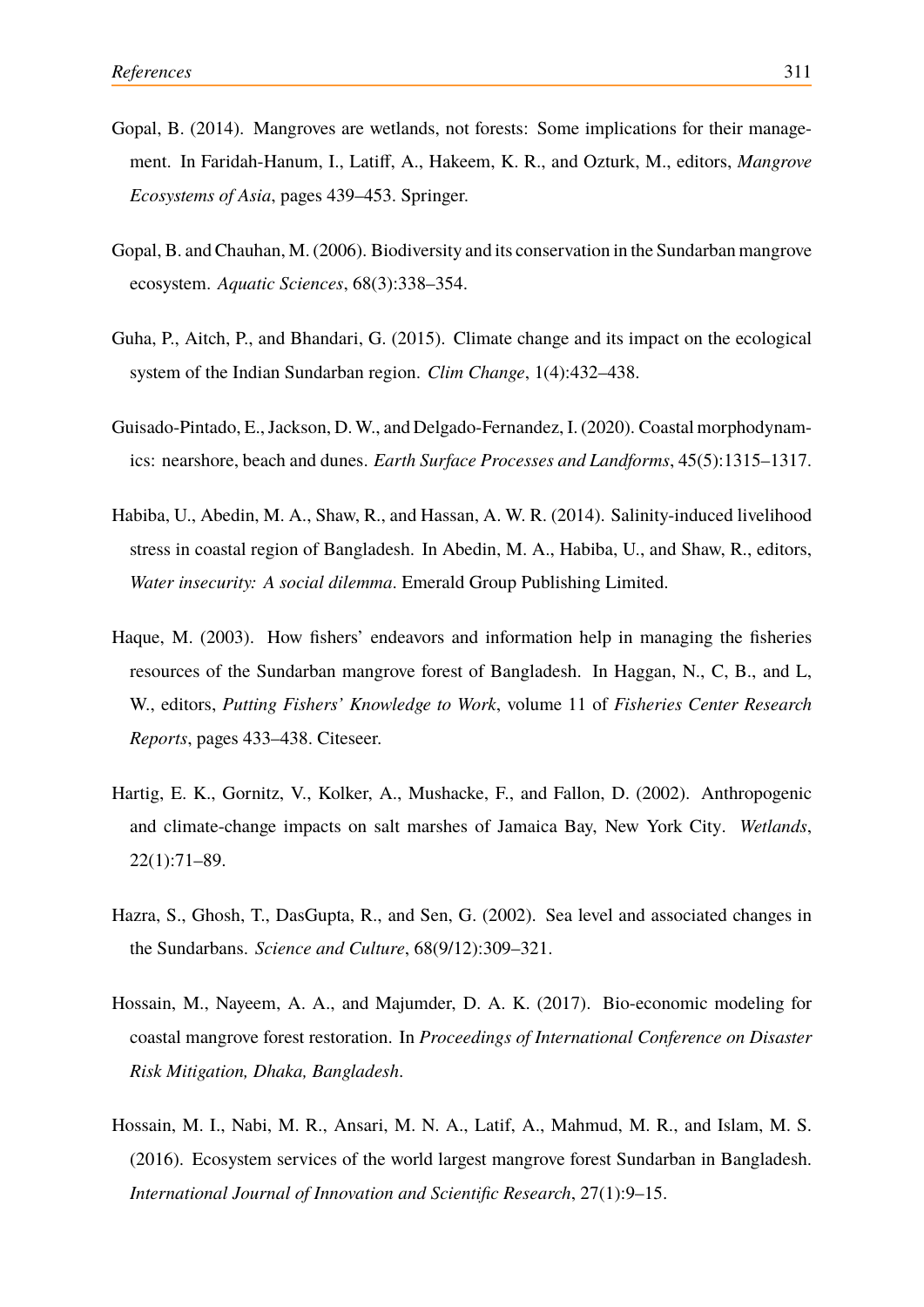Gopal, B. (2014). Mangroves are wetlands, not forests: Some implications for their management. In Faridah-Hanum, I., Latiff, A., Hakeem, K. R., and Ozturk, M., editors, *Mangrove Ecosystems of Asia*, pages 439–453. Springer.

Gopal, B. and Chauhan, M. (2006). Biodiversity and its conservation in the Sundarban mangrove ecosystem. *Aquatic Sciences*, 68(3):338–354.

Guha, P., Aitch, P., and Bhandari, G. (2015). Climate change and its impact on the ecological system of the Indian Sundarban region. *Clim Change*, 1(4):432–438.

Guisado-Pintado, E., Jackson, D. W., and Delgado-Fernandez, I. (2020). Coastal morphodynamics: nearshore, beach and dunes. *Earth Surface Processes and Landforms*, 45(5):1315–1317.

Habiba, U., Abedin, M. A., Shaw, R., and Hassan, A. W. R. (2014). Salinity-induced livelihood stress in coastal region of Bangladesh. In Abedin, M. A., Habiba, U., and Shaw, R., editors, *Water insecurity: A social dilemma*. Emerald Group Publishing Limited.

Haque, M. (2003). How fishers' endeavors and information help in managing the fisheries resources of the Sundarban mangrove forest of Bangladesh. In Haggan, N., C, B., and L, W., editors, *Putting Fishers' Knowledge to Work*, volume 11 of *Fisheries Center Research Reports*, pages 433–438. Citeseer.

Hartig, E. K., Gornitz, V., Kolker, A., Mushacke, F., and Fallon, D. (2002). Anthropogenic and climate-change impacts on salt marshes of Jamaica Bay, New York City. *Wetlands*, 22(1):71–89.

Hazra, S., Ghosh, T., DasGupta, R., and Sen, G. (2002). Sea level and associated changes in the Sundarbans. *Science and Culture*, 68(9/12):309–321.

Hossain, M., Nayeem, A. A., and Majumder, D. A. K. (2017). Bio-economic modeling for coastal mangrove forest restoration. In *Proceedings of International Conference on Disaster Risk Mitigation, Dhaka, Bangladesh*.

Hossain, M. I., Nabi, M. R., Ansari, M. N. A., Latif, A., Mahmud, M. R., and Islam, M. S. (2016). Ecosystem services of the world largest mangrove forest Sundarban in Bangladesh. *International Journal of Innovation and Scientific Research*, 27(1):9–15.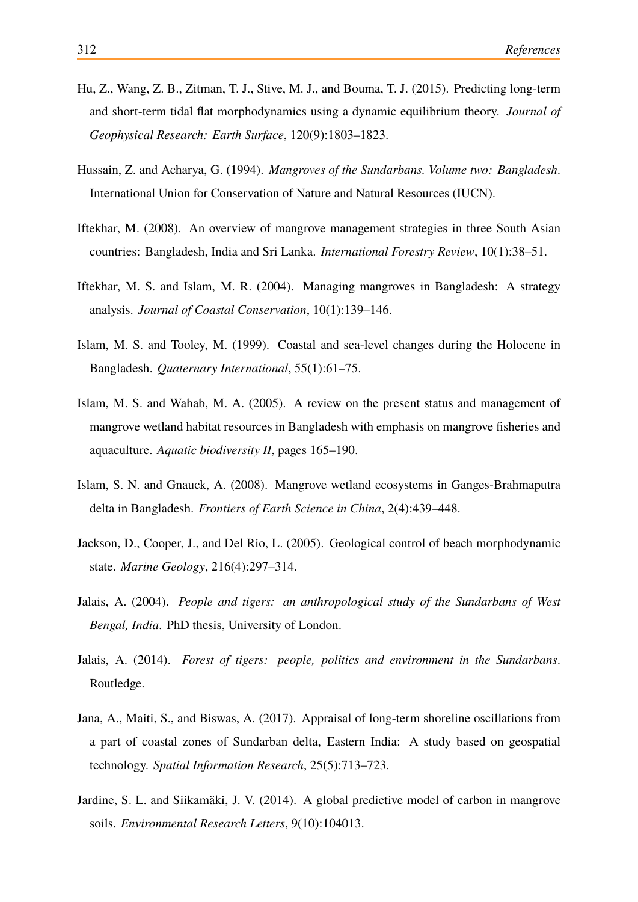Hu, Z., Wang, Z. B., Zitman, T. J., Stive, M. J., and Bouma, T. J. (2015). Predicting long-term and short-term tidal flat morphodynamics using a dynamic equilibrium theory. *Journal of Geophysical Research: Earth Surface*, 120(9):1803–1823.

Hussain, Z. and Acharya, G. (1994). *Mangroves of the Sundarbans. Volume two: Bangladesh*. International Union for Conservation of Nature and Natural Resources (IUCN).

Iftekhar, M. (2008). An overview of mangrove management strategies in three South Asian countries: Bangladesh, India and Sri Lanka. *International Forestry Review*, 10(1):38–51.

Iftekhar, M. S. and Islam, M. R. (2004). Managing mangroves in Bangladesh: A strategy analysis. *Journal of Coastal Conservation*, 10(1):139–146.

Islam, M. S. and Tooley, M. (1999). Coastal and sea-level changes during the Holocene in Bangladesh. *Quaternary International*, 55(1):61–75.

Islam, M. S. and Wahab, M. A. (2005). A review on the present status and management of mangrove wetland habitat resources in Bangladesh with emphasis on mangrove fisheries and aquaculture. *Aquatic biodiversity II*, pages 165–190.

Islam, S. N. and Gnauck, A. (2008). Mangrove wetland ecosystems in Ganges-Brahmaputra delta in Bangladesh. *Frontiers of Earth Science in China*, 2(4):439–448.

Jackson, D., Cooper, J., and Del Rio, L. (2005). Geological control of beach morphodynamic state. *Marine Geology*, 216(4):297–314.

Jalais, A. (2004). *People and tigers: an anthropological study of the Sundarbans of West Bengal, India*. PhD thesis, University of London.

Jalais, A. (2014). *Forest of tigers: people, politics and environment in the Sundarbans*. Routledge.

Jana, A., Maiti, S., and Biswas, A. (2017). Appraisal of long-term shoreline oscillations from a part of coastal zones of Sundarban delta, Eastern India: A study based on geospatial technology. *Spatial Information Research*, 25(5):713–723.

Jardine, S. L. and Siikamäki, J. V. (2014). A global predictive model of carbon in mangrove soils. *Environmental Research Letters*, 9(10):104013.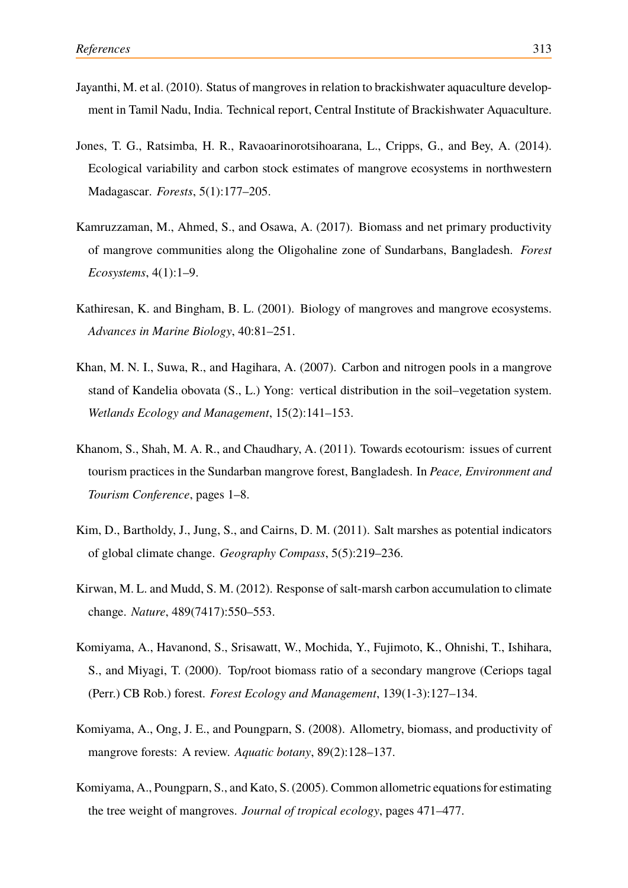Jayanthi, M. et al. (2010). Status of mangroves in relation to brackishwater aquaculture development in Tamil Nadu, India. Technical report, Central Institute of Brackishwater Aquaculture.

Jones, T. G., Ratsimba, H. R., Ravaoarinorotsihoarana, L., Cripps, G., and Bey, A. (2014). Ecological variability and carbon stock estimates of mangrove ecosystems in northwestern Madagascar. *Forests*, 5(1):177–205.

Kamruzzaman, M., Ahmed, S., and Osawa, A. (2017). Biomass and net primary productivity of mangrove communities along the Oligohaline zone of Sundarbans, Bangladesh. *Forest Ecosystems*, 4(1):1–9.

Kathiresan, K. and Bingham, B. L. (2001). Biology of mangroves and mangrove ecosystems. *Advances in Marine Biology*, 40:81–251.

Khan, M. N. I., Suwa, R., and Hagihara, A. (2007). Carbon and nitrogen pools in a mangrove stand of Kandelia obovata (S., L.) Yong: vertical distribution in the soil–vegetation system. *Wetlands Ecology and Management*, 15(2):141–153.

Khanom, S., Shah, M. A. R., and Chaudhary, A. (2011). Towards ecotourism: issues of current tourism practices in the Sundarban mangrove forest, Bangladesh. In *Peace, Environment and Tourism Conference*, pages 1–8.

Kim, D., Bartholdy, J., Jung, S., and Cairns, D. M. (2011). Salt marshes as potential indicators of global climate change. *Geography Compass*, 5(5):219–236.

Kirwan, M. L. and Mudd, S. M. (2012). Response of salt-marsh carbon accumulation to climate change. *Nature*, 489(7417):550–553.

Komiyama, A., Havanond, S., Srisawatt, W., Mochida, Y., Fujimoto, K., Ohnishi, T., Ishihara, S., and Miyagi, T. (2000). Top/root biomass ratio of a secondary mangrove (Ceriops tagal (Perr.) CB Rob.) forest. *Forest Ecology and Management*, 139(1-3):127–134.

Komiyama, A., Ong, J. E., and Poungparn, S. (2008). Allometry, biomass, and productivity of mangrove forests: A review. *Aquatic botany*, 89(2):128–137.

Komiyama, A., Poungparn, S., and Kato, S. (2005). Common allometric equations for estimating the tree weight of mangroves. *Journal of tropical ecology*, pages 471–477.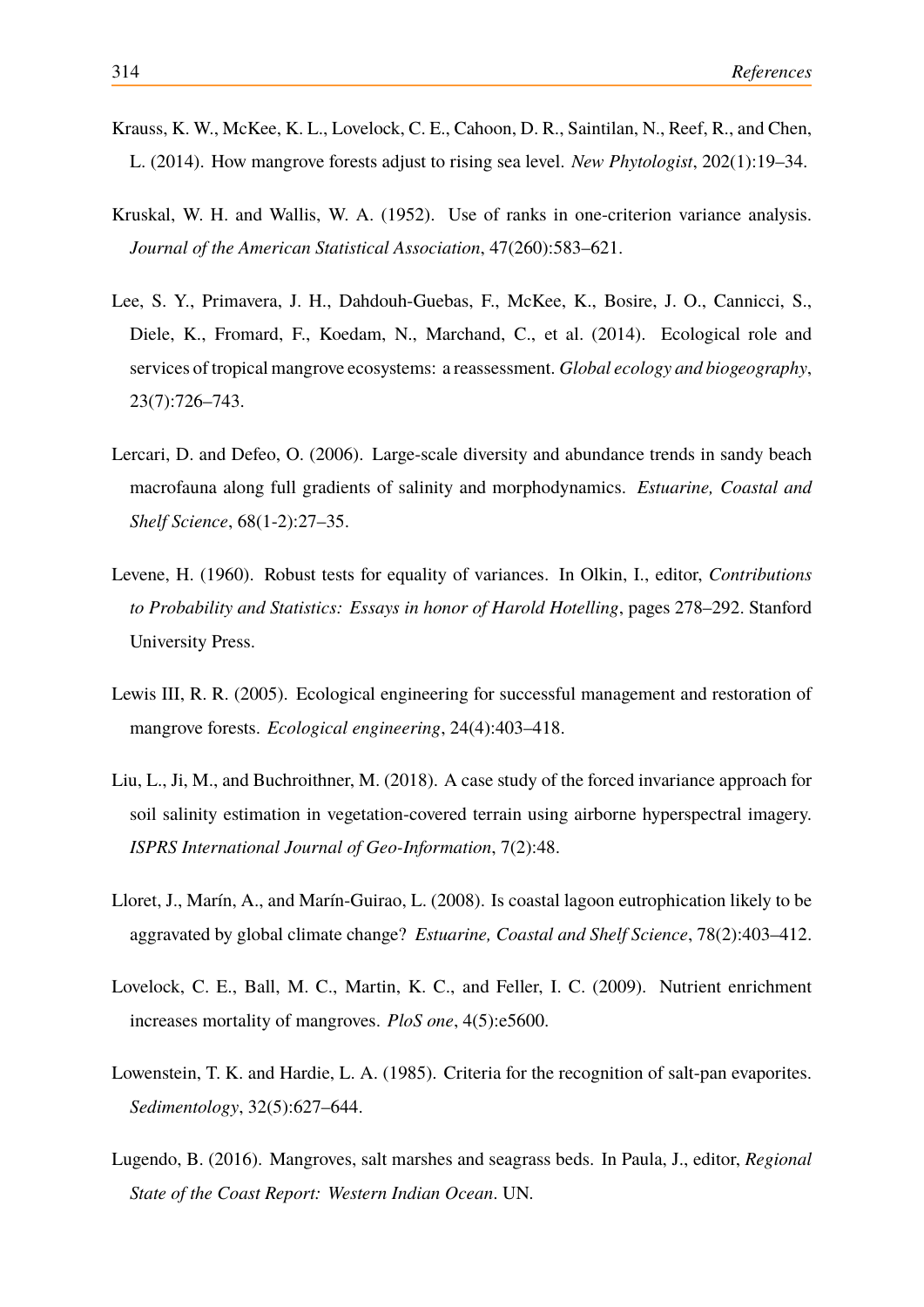Krauss, K. W., McKee, K. L., Lovelock, C. E., Cahoon, D. R., Saintilan, N., Reef, R., and Chen, L. (2014). How mangrove forests adjust to rising sea level. *New Phytologist*, 202(1):19–34.

Kruskal, W. H. and Wallis, W. A. (1952). Use of ranks in one-criterion variance analysis. *Journal of the American Statistical Association*, 47(260):583–621.

Lee, S. Y., Primavera, J. H., Dahdouh-Guebas, F., McKee, K., Bosire, J. O., Cannicci, S., Diele, K., Fromard, F., Koedam, N., Marchand, C., et al. (2014). Ecological role and services of tropical mangrove ecosystems: a reassessment. *Global ecology and biogeography*, 23(7):726–743.

Lercari, D. and Defeo, O. (2006). Large-scale diversity and abundance trends in sandy beach macrofauna along full gradients of salinity and morphodynamics. *Estuarine, Coastal and Shelf Science*, 68(1-2):27–35.

Levene, H. (1960). Robust tests for equality of variances. In Olkin, I., editor, *Contributions to Probability and Statistics: Essays in honor of Harold Hotelling*, pages 278–292. Stanford University Press.

Lewis III, R. R. (2005). Ecological engineering for successful management and restoration of mangrove forests. *Ecological engineering*, 24(4):403–418.

Liu, L., Ji, M., and Buchroithner, M. (2018). A case study of the forced invariance approach for soil salinity estimation in vegetation-covered terrain using airborne hyperspectral imagery. *ISPRS International Journal of Geo-Information*, 7(2):48.

Lloret, J., Marín, A., and Marín-Guirao, L. (2008). Is coastal lagoon eutrophication likely to be aggravated by global climate change? *Estuarine, Coastal and Shelf Science*, 78(2):403–412.

Lovelock, C. E., Ball, M. C., Martin, K. C., and Feller, I. C. (2009). Nutrient enrichment increases mortality of mangroves. *PloS one*, 4(5):e5600.

Lowenstein, T. K. and Hardie, L. A. (1985). Criteria for the recognition of salt-pan evaporites. *Sedimentology*, 32(5):627–644.

Lugendo, B. (2016). Mangroves, salt marshes and seagrass beds. In Paula, J., editor, *Regional State of the Coast Report: Western Indian Ocean*. UN.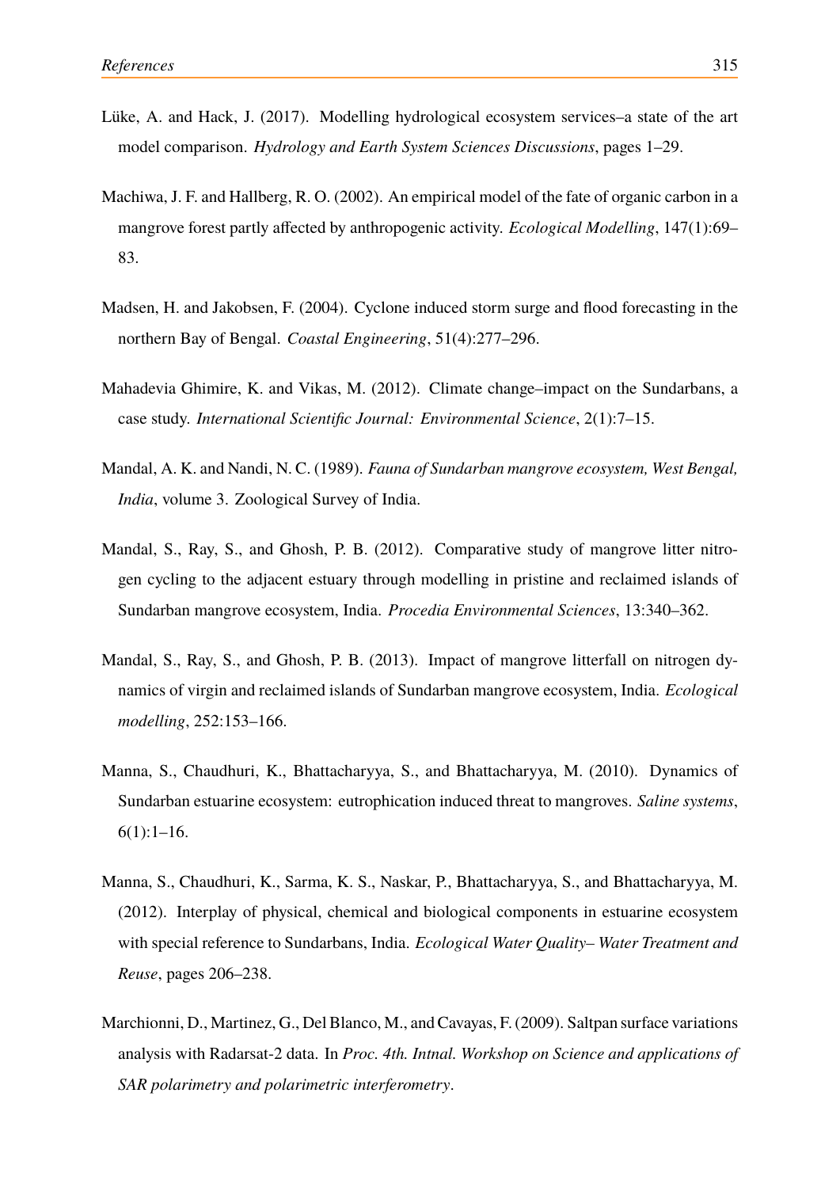Lüke, A. and Hack, J. (2017). Modelling hydrological ecosystem services–a state of the art model comparison. *Hydrology and Earth System Sciences Discussions*, pages 1–29.

Machiwa, J. F. and Hallberg, R. O. (2002). An empirical model of the fate of organic carbon in a mangrove forest partly affected by anthropogenic activity. *Ecological Modelling*, 147(1):69–83.

Madsen, H. and Jakobsen, F. (2004). Cyclone induced storm surge and flood forecasting in the northern Bay of Bengal. *Coastal Engineering*, 51(4):277–296.

Mahadevia Ghimire, K. and Vikas, M. (2012). Climate change–impact on the Sundarbans, a case study. *International Scientific Journal: Environmental Science*, 2(1):7–15.

Mandal, A. K. and Nandi, N. C. (1989). *Fauna of Sundarban mangrove ecosystem, West Bengal, India*, volume 3. Zoological Survey of India.

Mandal, S., Ray, S., and Ghosh, P. B. (2012). Comparative study of mangrove litter nitrogen cycling to the adjacent estuary through modelling in pristine and reclaimed islands of Sundarban mangrove ecosystem, India. *Procedia Environmental Sciences*, 13:340–362.

Mandal, S., Ray, S., and Ghosh, P. B. (2013). Impact of mangrove litterfall on nitrogen dynamics of virgin and reclaimed islands of Sundarban mangrove ecosystem, India. *Ecological modelling*, 252:153–166.

Manna, S., Chaudhuri, K., Bhattacharyya, S., and Bhattacharyya, M. (2010). Dynamics of Sundarban estuarine ecosystem: eutrophication induced threat to mangroves. *Saline systems*, 6(1):1–16.

Manna, S., Chaudhuri, K., Sarma, K. S., Naskar, P., Bhattacharyya, S., and Bhattacharyya, M. (2012). Interplay of physical, chemical and biological components in estuarine ecosystem with special reference to Sundarbans, India. *Ecological Water Quality– Water Treatment and Reuse*, pages 206–238.

Marchionni, D., Martinez, G., Del Blanco, M., and Cavayas, F. (2009). Saltpan surface variations analysis with Radarsat-2 data. In *Proc. 4th. Intnal. Workshop on Science and applications of SAR polarimetry and polarimetric interferometry*.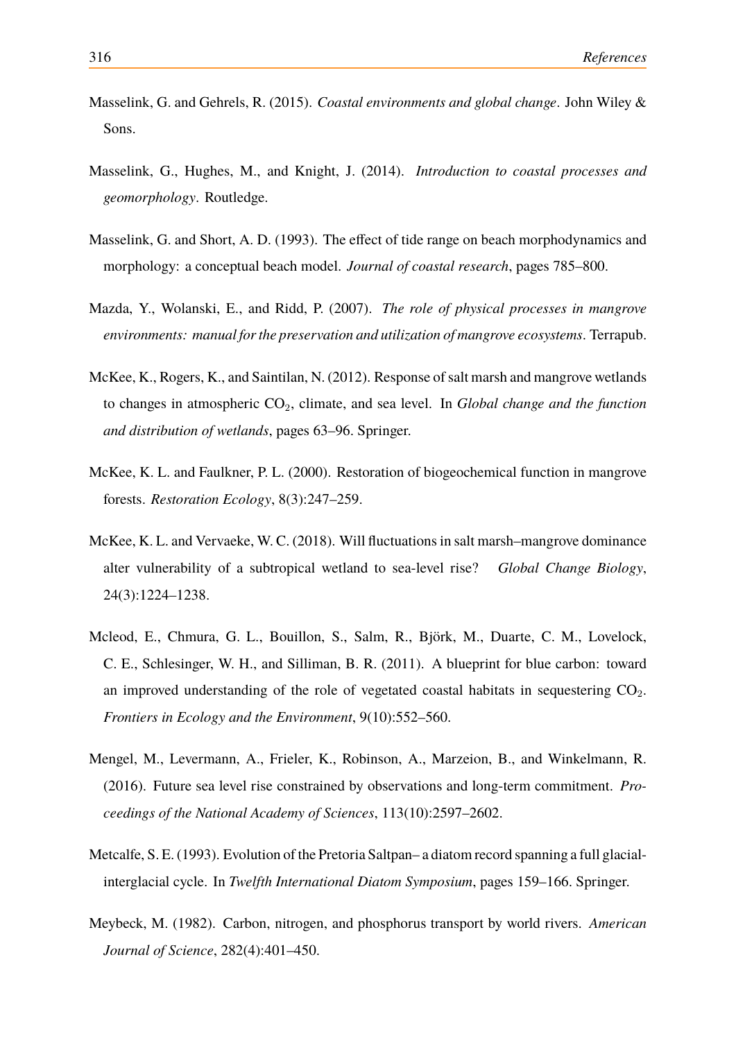Masselink, G. and Gehrels, R. (2015). *Coastal environments and global change*. John Wiley & Sons.

Masselink, G., Hughes, M., and Knight, J. (2014). *Introduction to coastal processes and geomorphology*. Routledge.

Masselink, G. and Short, A. D. (1993). The effect of tide range on beach morphodynamics and morphology: a conceptual beach model. *Journal of coastal research*, pages 785–800.

Mazda, Y., Wolanski, E., and Ridd, P. (2007). *The role of physical processes in mangrove environments: manual for the preservation and utilization of mangrove ecosystems*. Terrapub.

McKee, K., Rogers, K., and Saintilan, N. (2012). Response of salt marsh and mangrove wetlands to changes in atmospheric $CO_2$, climate, and sea level. In *Global change and the function and distribution of wetlands*, pages 63–96. Springer.

McKee, K. L. and Faulkner, P. L. (2000). Restoration of biogeochemical function in mangrove forests. *Restoration Ecology*, 8(3):247–259.

McKee, K. L. and Vervaeke, W. C. (2018). Will fluctuations in salt marsh–mangrove dominance alter vulnerability of a subtropical wetland to sea-level rise? *Global Change Biology*, 24(3):1224–1238.

Mcleod, E., Chmura, G. L., Bouillon, S., Salm, R., Björk, M., Duarte, C. M., Lovelock, C. E., Schlesinger, W. H., and Silliman, B. R. (2011). A blueprint for blue carbon: toward an improved understanding of the role of vegetated coastal habitats in sequestering $CO_2$. *Frontiers in Ecology and the Environment*, 9(10):552–560.

Mengel, M., Levermann, A., Frieler, K., Robinson, A., Marzeion, B., and Winkelmann, R. (2016). Future sea level rise constrained by observations and long-term commitment. *Proceedings of the National Academy of Sciences*, 113(10):2597–2602.

Metcalfe, S. E. (1993). Evolution of the Pretoria Saltpan– a diatom record spanning a full glacial-interglacial cycle. In *Twelfth International Diatom Symposium*, pages 159–166. Springer.

Meybeck, M. (1982). Carbon, nitrogen, and phosphorus transport by world rivers. *American Journal of Science*, 282(4):401–450.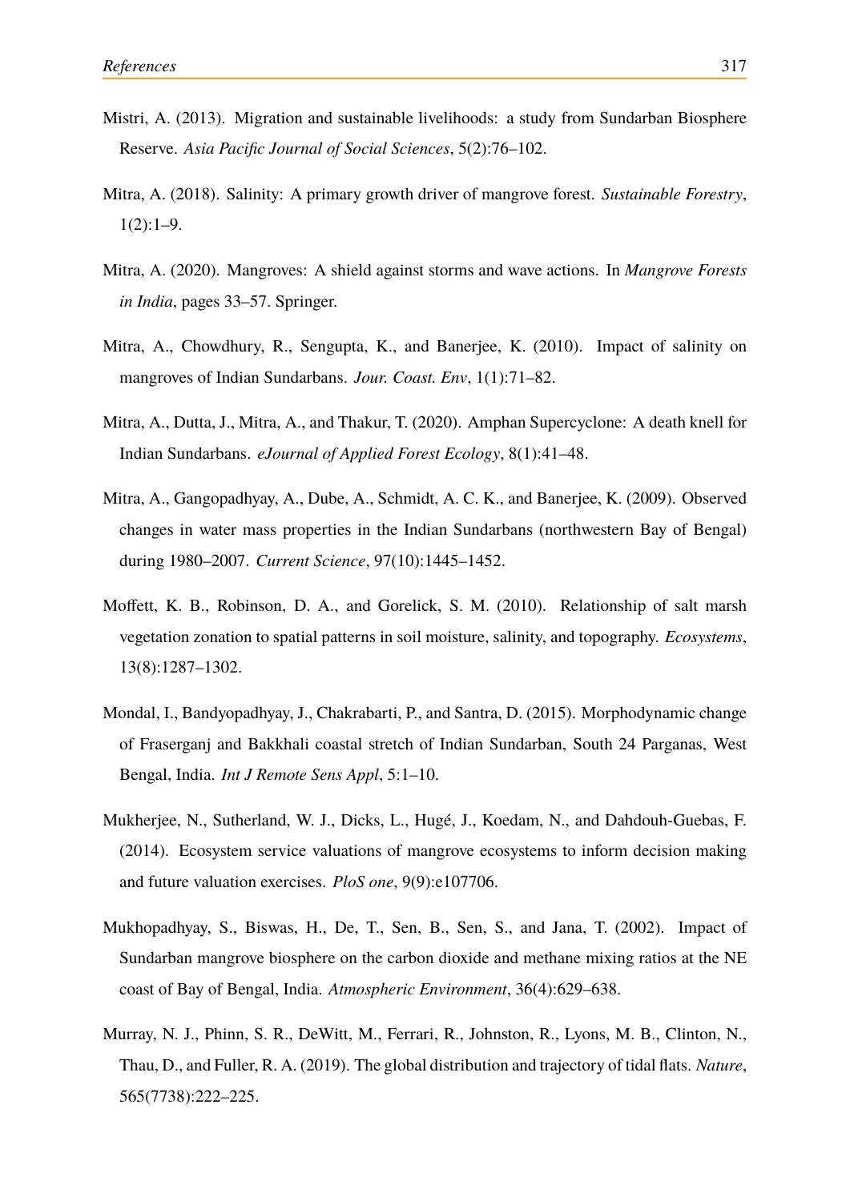Mistri, A. (2013). Migration and sustainable livelihoods: a study from Sundarban Biosphere Reserve. *Asia Pacific Journal of Social Sciences*, 5(2):76–102.

Mitra, A. (2018). Salinity: A primary growth driver of mangrove forest. *Sustainable Forestry*, 1(2):1–9.

Mitra, A. (2020). Mangroves: A shield against storms and wave actions. In *Mangrove Forests in India*, pages 33–57. Springer.

Mitra, A., Chowdhury, R., Sengupta, K., and Banerjee, K. (2010). Impact of salinity on mangroves of Indian Sundarbans. *Jour. Coast. Env*, 1(1):71–82.

Mitra, A., Dutta, J., Mitra, A., and Thakur, T. (2020). Amphan Supercyclone: A death knell for Indian Sundarbans. *eJournal of Applied Forest Ecology*, 8(1):41–48.

Mitra, A., Gangopadhyay, A., Dube, A., Schmidt, A. C. K., and Banerjee, K. (2009). Observed changes in water mass properties in the Indian Sundarbans (northwestern Bay of Bengal) during 1980–2007. *Current Science*, 97(10):1445–1452.

Moffett, K. B., Robinson, D. A., and Gorelick, S. M. (2010). Relationship of salt marsh vegetation zonation to spatial patterns in soil moisture, salinity, and topography. *Ecosystems*, 13(8):1287–1302.

Mondal, I., Bandyopadhyay, J., Chakrabarti, P., and Santra, D. (2015). Morphodynamic change of Fraserganj and Bakkhali coastal stretch of Indian Sundarban, South 24 Parganas, West Bengal, India. *Int J Remote Sens Appl*, 5:1–10.

Mukherjee, N., Sutherland, W. J., Dicks, L., Hugé, J., Koedam, N., and Dahdouh-Guebas, F. (2014). Ecosystem service valuations of mangrove ecosystems to inform decision making and future valuation exercises. *PloS one*, 9(9):e107706.

Mukhopadhyay, S., Biswas, H., De, T., Sen, B., Sen, S., and Jana, T. (2002). Impact of Sundarban mangrove biosphere on the carbon dioxide and methane mixing ratios at the NE coast of Bay of Bengal, India. *Atmospheric Environment*, 36(4):629–638.

Murray, N. J., Phinn, S. R., DeWitt, M., Ferrari, R., Johnston, R., Lyons, M. B., Clinton, N., Thau, D., and Fuller, R. A. (2019). The global distribution and trajectory of tidal flats. *Nature*, 565(7738):222–225.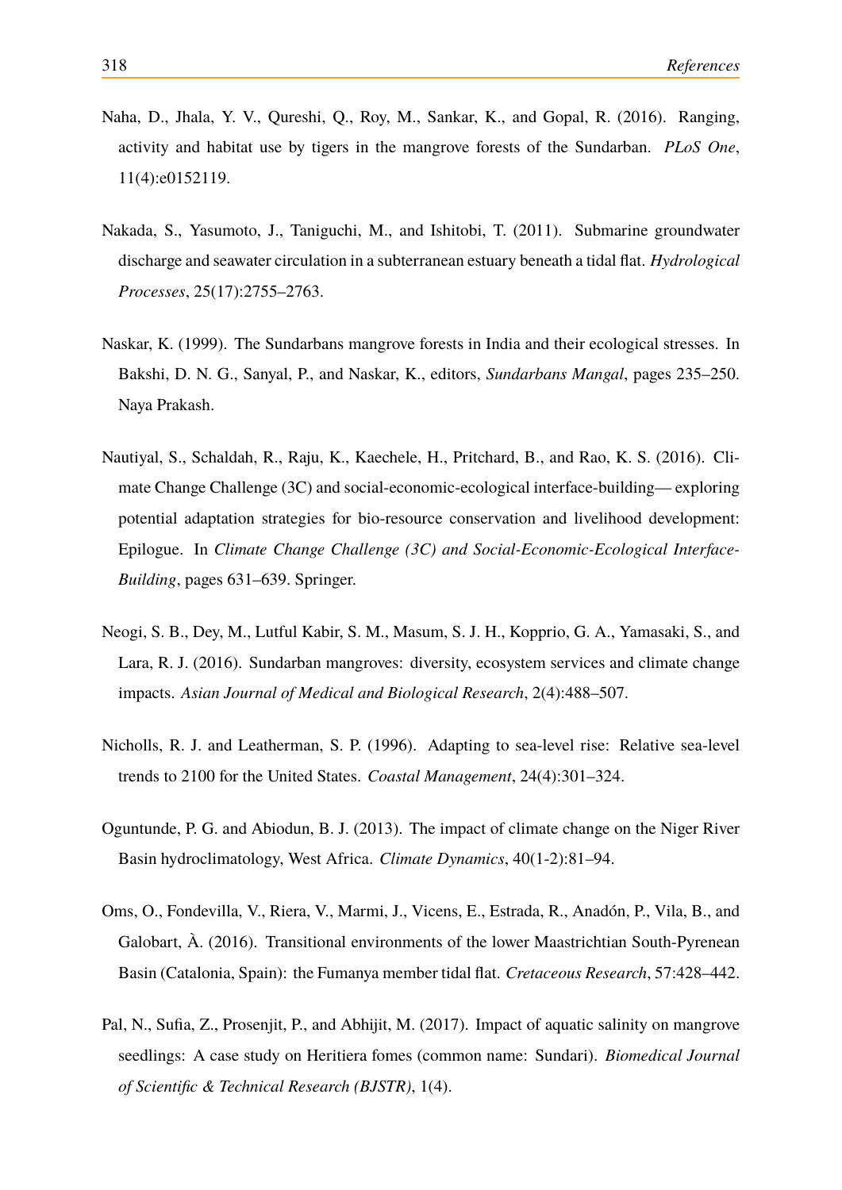Naha, D., Jhala, Y. V., Qureshi, Q., Roy, M., Sankar, K., and Gopal, R. (2016). Ranging, activity and habitat use by tigers in the mangrove forests of the Sundarban. *PLoS One*, 11(4):e0152119.

Nakada, S., Yasumoto, J., Taniguchi, M., and Ishitobi, T. (2011). Submarine groundwater discharge and seawater circulation in a subterranean estuary beneath a tidal flat. *Hydrological Processes*, 25(17):2755–2763.

Naskar, K. (1999). The Sundarbans mangrove forests in India and their ecological stresses. In Bakshi, D. N. G., Sanyal, P., and Naskar, K., editors, *Sundarbans Mangal*, pages 235–250. Naya Prakash.

Nautiyal, S., Schaldah, R., Raju, K., Kaechele, H., Pritchard, B., and Rao, K. S. (2016). Climate Change Challenge (3C) and social-economic-ecological interface-building— exploring potential adaptation strategies for bio-resource conservation and livelihood development: Epilogue. In *Climate Change Challenge (3C) and Social-Economic-Ecological Interface-Building*, pages 631–639. Springer.

Neogi, S. B., Dey, M., Lutful Kabir, S. M., Masum, S. J. H., Kopprio, G. A., Yamasaki, S., and Lara, R. J. (2016). Sundarban mangroves: diversity, ecosystem services and climate change impacts. *Asian Journal of Medical and Biological Research*, 2(4):488–507.

Nicholls, R. J. and Leatherman, S. P. (1996). Adapting to sea-level rise: Relative sea-level trends to 2100 for the United States. *Coastal Management*, 24(4):301–324.

Oguntunde, P. G. and Abiodun, B. J. (2013). The impact of climate change on the Niger River Basin hydroclimatology, West Africa. *Climate Dynamics*, 40(1-2):81–94.

Oms, O., Fondevilla, V., Riera, V., Marmi, J., Vicens, E., Estrada, R., Anadón, P., Vila, B., and Galobart, À. (2016). Transitional environments of the lower Maastrichtian South-Pyrenean Basin (Catalonia, Spain): the Fumanya member tidal flat. *Cretaceous Research*, 57:428–442.

Pal, N., Sufia, Z., Prosenjit, P., and Abhijit, M. (2017). Impact of aquatic salinity on mangrove seedlings: A case study on Heritiera fomes (common name: Sundari). *Biomedical Journal of Scientific & Technical Research (BJSTR)*, 1(4).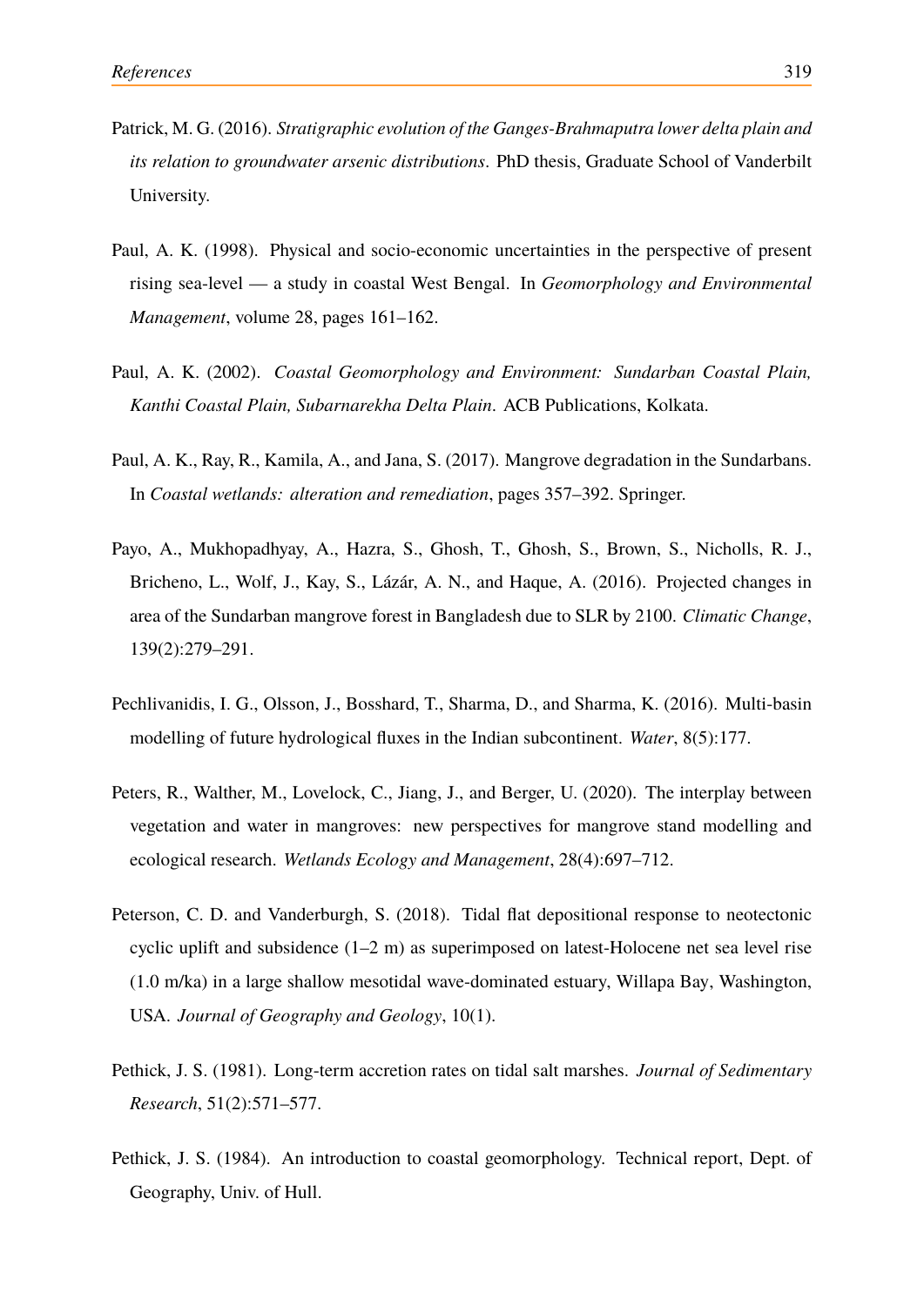Patrick, M. G. (2016). *Stratigraphic evolution of the Ganges-Brahmaputra lower delta plain and its relation to groundwater arsenic distributions*. PhD thesis, Graduate School of Vanderbilt University.

Paul, A. K. (1998). Physical and socio-economic uncertainties in the perspective of present rising sea-level — a study in coastal West Bengal. In *Geomorphology and Environmental Management*, volume 28, pages 161–162.

Paul, A. K. (2002). *Coastal Geomorphology and Environment: Sundarban Coastal Plain, Kanthi Coastal Plain, Subarnarekha Delta Plain*. ACB Publications, Kolkata.

Paul, A. K., Ray, R., Kamila, A., and Jana, S. (2017). Mangrove degradation in the Sundarbans. In *Coastal wetlands: alteration and remediation*, pages 357–392. Springer.

Payo, A., Mukhopadhyay, A., Hazra, S., Ghosh, T., Ghosh, S., Brown, S., Nicholls, R. J., Bricheno, L., Wolf, J., Kay, S., Lázár, A. N., and Haque, A. (2016). Projected changes in area of the Sundarban mangrove forest in Bangladesh due to SLR by 2100. *Climatic Change*, 139(2):279–291.

Pechlivanidis, I. G., Olsson, J., Bosshard, T., Sharma, D., and Sharma, K. (2016). Multi-basin modelling of future hydrological fluxes in the Indian subcontinent. *Water*, 8(5):177.

Peters, R., Walther, M., Lovelock, C., Jiang, J., and Berger, U. (2020). The interplay between vegetation and water in mangroves: new perspectives for mangrove stand modelling and ecological research. *Wetlands Ecology and Management*, 28(4):697–712.

Peterson, C. D. and Vanderburgh, S. (2018). Tidal flat depositional response to neotectonic cyclic uplift and subsidence (1–2 m) as superimposed on latest-Holocene net sea level rise (1.0 m/ka) in a large shallow mesotidal wave-dominated estuary, Willapa Bay, Washington, USA. *Journal of Geography and Geology*, 10(1).

Pethick, J. S. (1981). Long-term accretion rates on tidal salt marshes. *Journal of Sedimentary Research*, 51(2):571–577.

Pethick, J. S. (1984). An introduction to coastal geomorphology. Technical report, Dept. of Geography, Univ. of Hull.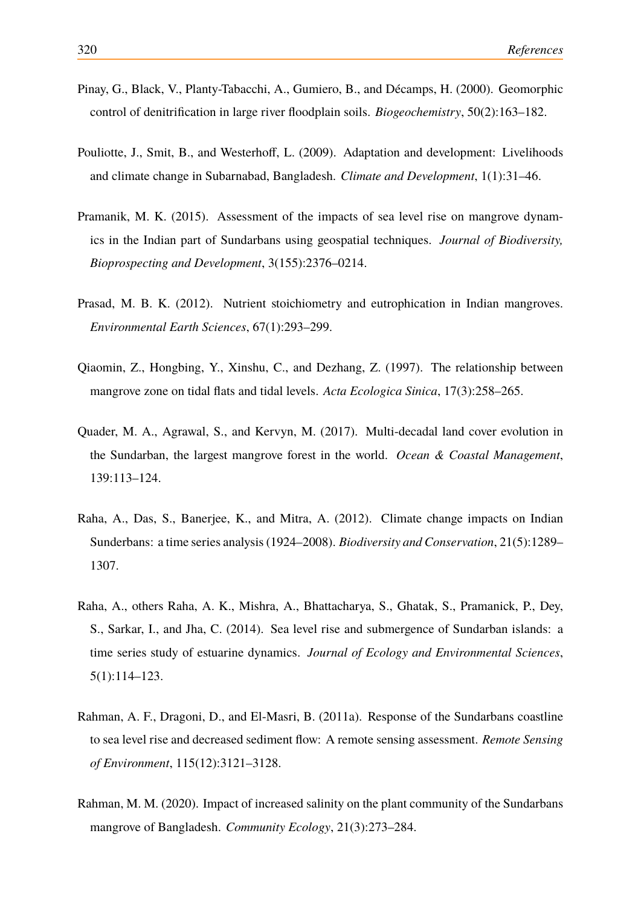Pinay, G., Black, V., Planty-Tabacchi, A., Gumiero, B., and Décamps, H. (2000). Geomorphic control of denitrification in large river floodplain soils. *Biogeochemistry*, 50(2):163–182.

Pouliotte, J., Smit, B., and Westerhoff, L. (2009). Adaptation and development: Livelihoods and climate change in Subarnabad, Bangladesh. *Climate and Development*, 1(1):31–46.

Pramanik, M. K. (2015). Assessment of the impacts of sea level rise on mangrove dynamics in the Indian part of Sundarbans using geospatial techniques. *Journal of Biodiversity, Bioprospecting and Development*, 3(155):2376–0214.

Prasad, M. B. K. (2012). Nutrient stoichiometry and eutrophication in Indian mangroves. *Environmental Earth Sciences*, 67(1):293–299.

Qiaomin, Z., Hongbing, Y., Xinshu, C., and Dezhang, Z. (1997). The relationship between mangrove zone on tidal flats and tidal levels. *Acta Ecologica Sinica*, 17(3):258–265.

Quader, M. A., Agrawal, S., and Kervyn, M. (2017). Multi-decadal land cover evolution in the Sundarban, the largest mangrove forest in the world. *Ocean & Coastal Management*, 139:113–124.

Raha, A., Das, S., Banerjee, K., and Mitra, A. (2012). Climate change impacts on Indian Sunderbans: a time series analysis (1924–2008). *Biodiversity and Conservation*, 21(5):1289–1307.

Raha, A., others Raha, A. K., Mishra, A., Bhattacharya, S., Ghatak, S., Pramanick, P., Dey, S., Sarkar, I., and Jha, C. (2014). Sea level rise and submergence of Sundarban islands: a time series study of estuarine dynamics. *Journal of Ecology and Environmental Sciences*, 5(1):114–123.

Rahman, A. F., Dragoni, D., and El-Masri, B. (2011a). Response of the Sundarbans coastline to sea level rise and decreased sediment flow: A remote sensing assessment. *Remote Sensing of Environment*, 115(12):3121–3128.

Rahman, M. M. (2020). Impact of increased salinity on the plant community of the Sundarbans mangrove of Bangladesh. *Community Ecology*, 21(3):273–284.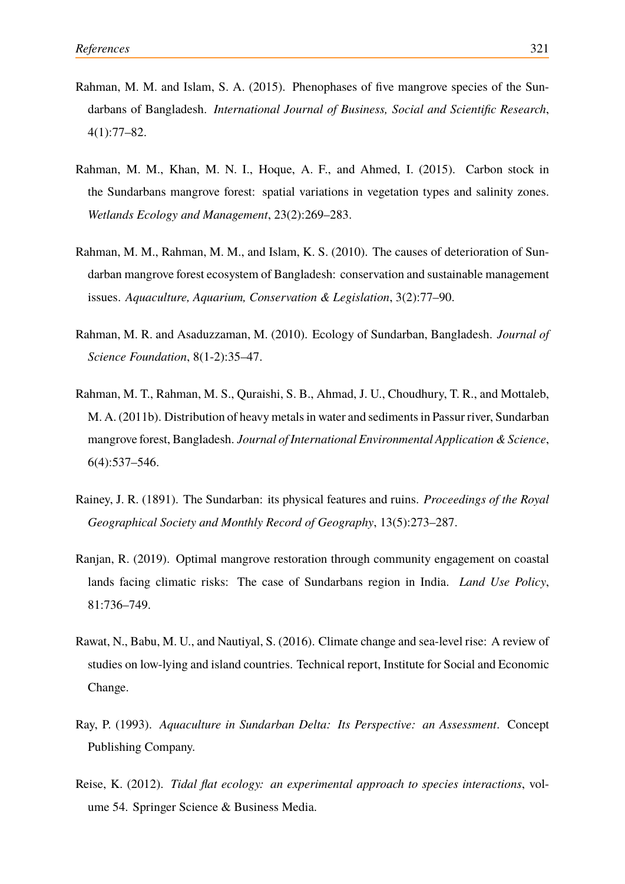Rahman, M. M. and Islam, S. A. (2015). Phenophases of five mangrove species of the Sundarbans of Bangladesh. *International Journal of Business, Social and Scientific Research*, 4(1):77–82.

Rahman, M. M., Khan, M. N. I., Hoque, A. F., and Ahmed, I. (2015). Carbon stock in the Sundarbans mangrove forest: spatial variations in vegetation types and salinity zones. *Wetlands Ecology and Management*, 23(2):269–283.

Rahman, M. M., Rahman, M. M., and Islam, K. S. (2010). The causes of deterioration of Sundarban mangrove forest ecosystem of Bangladesh: conservation and sustainable management issues. *Aquaculture, Aquarium, Conservation & Legislation*, 3(2):77–90.

Rahman, M. R. and Asaduzzaman, M. (2010). Ecology of Sundarban, Bangladesh. *Journal of Science Foundation*, 8(1-2):35–47.

Rahman, M. T., Rahman, M. S., Quraishi, S. B., Ahmad, J. U., Choudhury, T. R., and Mottaleb, M. A. (2011b). Distribution of heavy metals in water and sediments in Passur river, Sundarban mangrove forest, Bangladesh. *Journal of International Environmental Application & Science*, 6(4):537–546.

Rainey, J. R. (1891). The Sundarban: its physical features and ruins. *Proceedings of the Royal Geographical Society and Monthly Record of Geography*, 13(5):273–287.

Ranjan, R. (2019). Optimal mangrove restoration through community engagement on coastal lands facing climatic risks: The case of Sundarbans region in India. *Land Use Policy*, 81:736–749.

Rawat, N., Babu, M. U., and Nautiyal, S. (2016). Climate change and sea-level rise: A review of studies on low-lying and island countries. Technical report, Institute for Social and Economic Change.

Ray, P. (1993). *Aquaculture in Sundarban Delta: Its Perspective: an Assessment*. Concept Publishing Company.

Reise, K. (2012). *Tidal flat ecology: an experimental approach to species interactions*, volume 54. Springer Science & Business Media.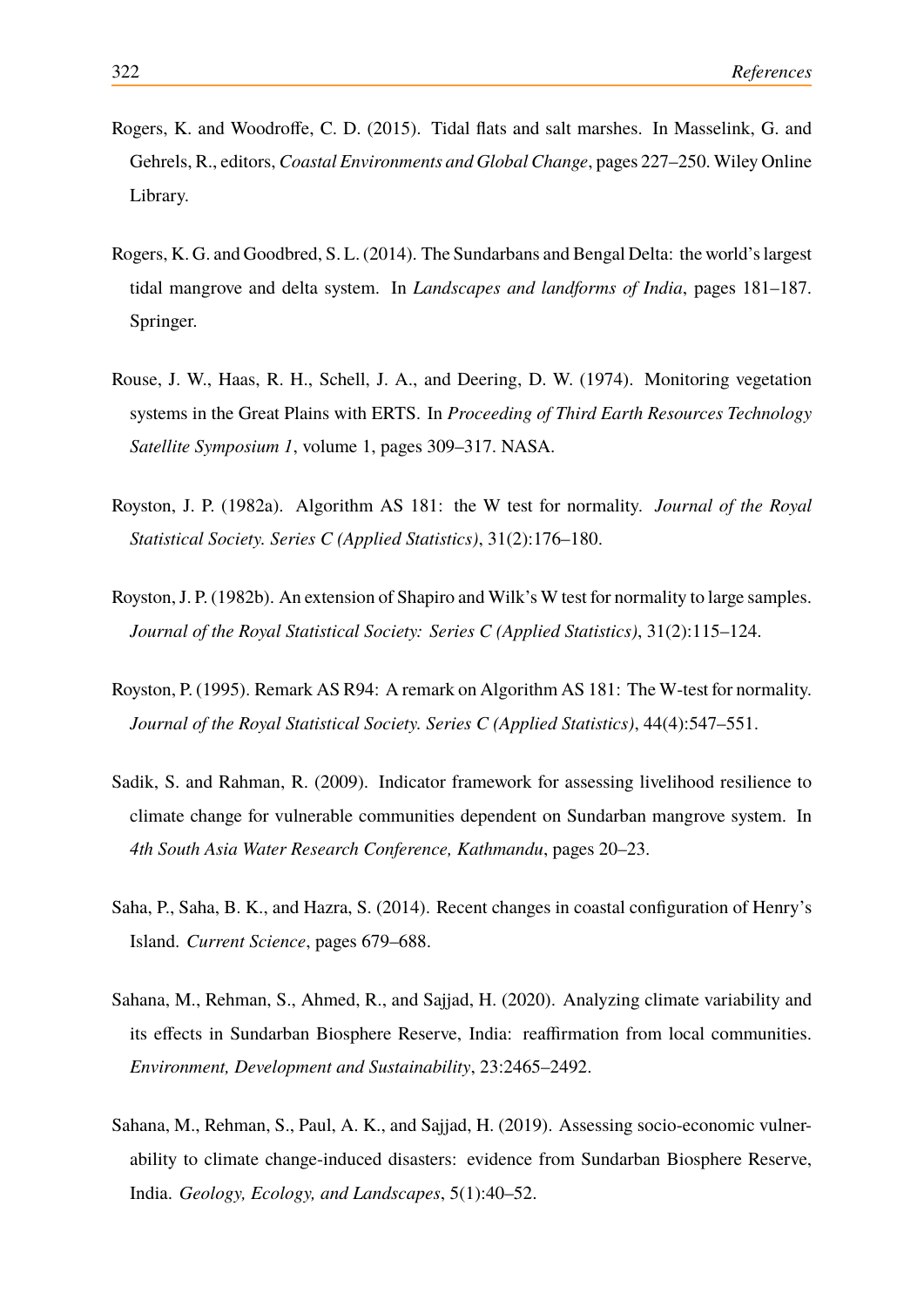Rogers, K. and Woodroffe, C. D. (2015). Tidal flats and salt marshes. In Masselink, G. and Gehrels, R., editors, *Coastal Environments and Global Change*, pages 227–250. Wiley Online Library.

Rogers, K. G. and Goodbred, S. L. (2014). The Sundarbans and Bengal Delta: the world's largest tidal mangrove and delta system. In *Landscapes and landforms of India*, pages 181–187. Springer.

Rouse, J. W., Haas, R. H., Schell, J. A., and Deering, D. W. (1974). Monitoring vegetation systems in the Great Plains with ERTS. In *Proceeding of Third Earth Resources Technology Satellite Symposium 1*, volume 1, pages 309–317. NASA.

Royston, J. P. (1982a). Algorithm AS 181: the W test for normality. *Journal of the Royal Statistical Society. Series C (Applied Statistics)*, 31(2):176–180.

Royston, J. P. (1982b). An extension of Shapiro and Wilk's W test for normality to large samples. *Journal of the Royal Statistical Society: Series C (Applied Statistics)*, 31(2):115–124.

Royston, P. (1995). Remark AS R94: A remark on Algorithm AS 181: The W-test for normality. *Journal of the Royal Statistical Society. Series C (Applied Statistics)*, 44(4):547–551.

Sadik, S. and Rahman, R. (2009). Indicator framework for assessing livelihood resilience to climate change for vulnerable communities dependent on Sundarban mangrove system. In *4th South Asia Water Research Conference, Kathmandu*, pages 20–23.

Saha, P., Saha, B. K., and Hazra, S. (2014). Recent changes in coastal configuration of Henry's Island. *Current Science*, pages 679–688.

Sahana, M., Rehman, S., Ahmed, R., and Sajjad, H. (2020). Analyzing climate variability and its effects in Sundarban Biosphere Reserve, India: reaffirmation from local communities. *Environment, Development and Sustainability*, 23:2465–2492.

Sahana, M., Rehman, S., Paul, A. K., and Sajjad, H. (2019). Assessing socio-economic vulnerability to climate change-induced disasters: evidence from Sundarban Biosphere Reserve, India. *Geology, Ecology, and Landscapes*, 5(1):40–52.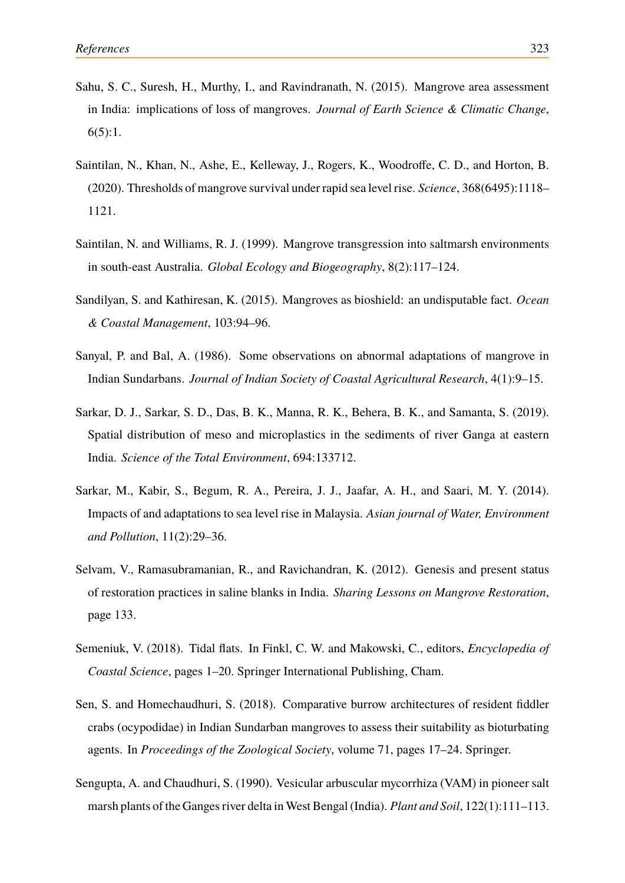Sahu, S. C., Suresh, H., Murthy, I., and Ravindranath, N. (2015). Mangrove area assessment in India: implications of loss of mangroves. *Journal of Earth Science & Climatic Change*, 6(5):1.

Saintilan, N., Khan, N., Ashe, E., Kelleway, J., Rogers, K., Woodroffe, C. D., and Horton, B. (2020). Thresholds of mangrove survival under rapid sea level rise. *Science*, 368(6495):1118–1121.

Saintilan, N. and Williams, R. J. (1999). Mangrove transgression into saltmarsh environments in south-east Australia. *Global Ecology and Biogeography*, 8(2):117–124.

Sandilyan, S. and Kathiresan, K. (2015). Mangroves as bioshield: an undisputable fact. *Ocean & Coastal Management*, 103:94–96.

Sanyal, P. and Bal, A. (1986). Some observations on abnormal adaptations of mangrove in Indian Sundarbans. *Journal of Indian Society of Coastal Agricultural Research*, 4(1):9–15.

Sarkar, D. J., Sarkar, S. D., Das, B. K., Manna, R. K., Behera, B. K., and Samanta, S. (2019). Spatial distribution of meso and microplastics in the sediments of river Ganga at eastern India. *Science of the Total Environment*, 694:133712.

Sarkar, M., Kabir, S., Begum, R. A., Pereira, J. J., Jaafar, A. H., and Saari, M. Y. (2014). Impacts of and adaptations to sea level rise in Malaysia. *Asian journal of Water, Environment and Pollution*, 11(2):29–36.

Selvam, V., Ramasubramanian, R., and Ravichandran, K. (2012). Genesis and present status of restoration practices in saline blanks in India. *Sharing Lessons on Mangrove Restoration*, page 133.

Semeniuk, V. (2018). Tidal flats. In Finkl, C. W. and Makowski, C., editors, *Encyclopedia of Coastal Science*, pages 1–20. Springer International Publishing, Cham.

Sen, S. and Homechaudhuri, S. (2018). Comparative burrow architectures of resident fiddler crabs (ocypodidae) in Indian Sundarban mangroves to assess their suitability as bioturbating agents. In *Proceedings of the Zoological Society*, volume 71, pages 17–24. Springer.

Sengupta, A. and Chaudhuri, S. (1990). Vesicular arbuscular mycorrhiza (VAM) in pioneer salt marsh plants of the Ganges river delta in West Bengal (India). *Plant and Soil*, 122(1):111–113.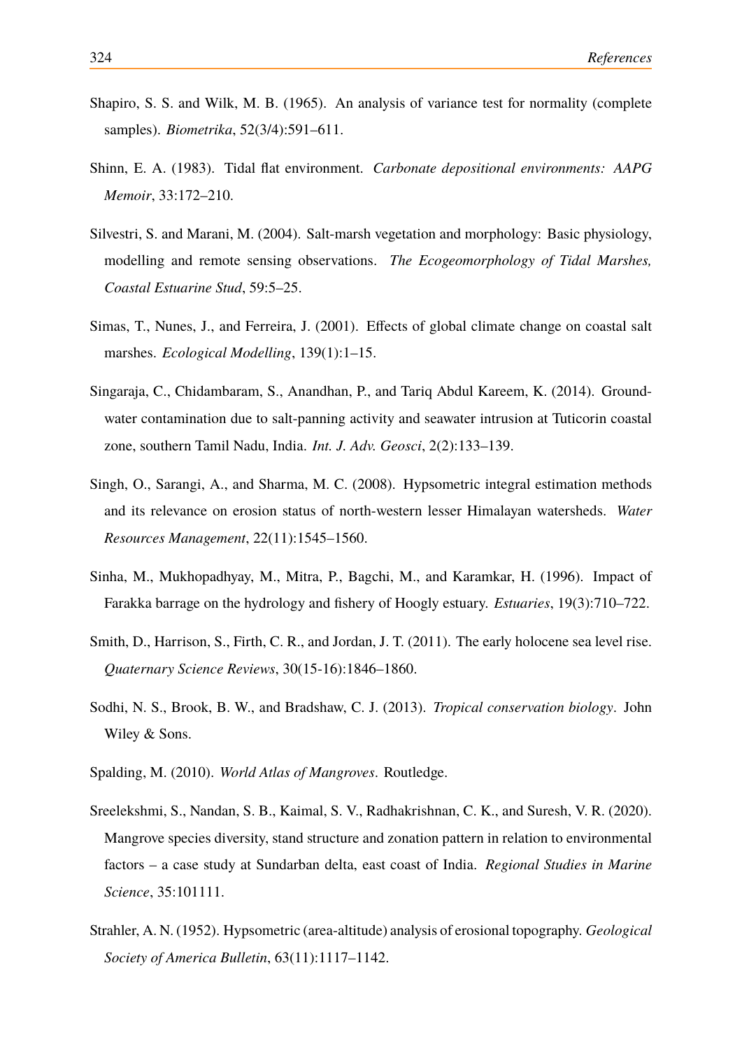Shapiro, S. S. and Wilk, M. B. (1965). An analysis of variance test for normality (complete samples). *Biometrika*, 52(3/4):591–611.

Shinn, E. A. (1983). Tidal flat environment. *Carbonate depositional environments: AAPG Memoir*, 33:172–210.

Silvestri, S. and Marani, M. (2004). Salt-marsh vegetation and morphology: Basic physiology, modelling and remote sensing observations. *The Ecogeomorphology of Tidal Marshes, Coastal Estuarine Stud*, 59:5–25.

Simas, T., Nunes, J., and Ferreira, J. (2001). Effects of global climate change on coastal salt marshes. *Ecological Modelling*, 139(1):1–15.

Singaraja, C., Chidambaram, S., Anandhan, P., and Tariq Abdul Kareem, K. (2014). Groundwater contamination due to salt-panning activity and seawater intrusion at Tuticorin coastal zone, southern Tamil Nadu, India. *Int. J. Adv. Geosci*, 2(2):133–139.

Singh, O., Sarangi, A., and Sharma, M. C. (2008). Hypsometric integral estimation methods and its relevance on erosion status of north-western lesser Himalayan watersheds. *Water Resources Management*, 22(11):1545–1560.

Sinha, M., Mukhopadhyay, M., Mitra, P., Bagchi, M., and Karamkar, H. (1996). Impact of Farakka barrage on the hydrology and fishery of Hoogly estuary. *Estuaries*, 19(3):710–722.

Smith, D., Harrison, S., Firth, C. R., and Jordan, J. T. (2011). The early holocene sea level rise. *Quaternary Science Reviews*, 30(15-16):1846–1860.

Sodhi, N. S., Brook, B. W., and Bradshaw, C. J. (2013). *Tropical conservation biology*. John Wiley & Sons.

Spalding, M. (2010). *World Atlas of Mangroves*. Routledge.

Sreelekshmi, S., Nandan, S. B., Kaimal, S. V., Radhakrishnan, C. K., and Suresh, V. R. (2020). Mangrove species diversity, stand structure and zonation pattern in relation to environmental factors – a case study at Sundarban delta, east coast of India. *Regional Studies in Marine Science*, 35:101111.

Strahler, A. N. (1952). Hypsometric (area-altitude) analysis of erosional topography. *Geological Society of America Bulletin*, 63(11):1117–1142.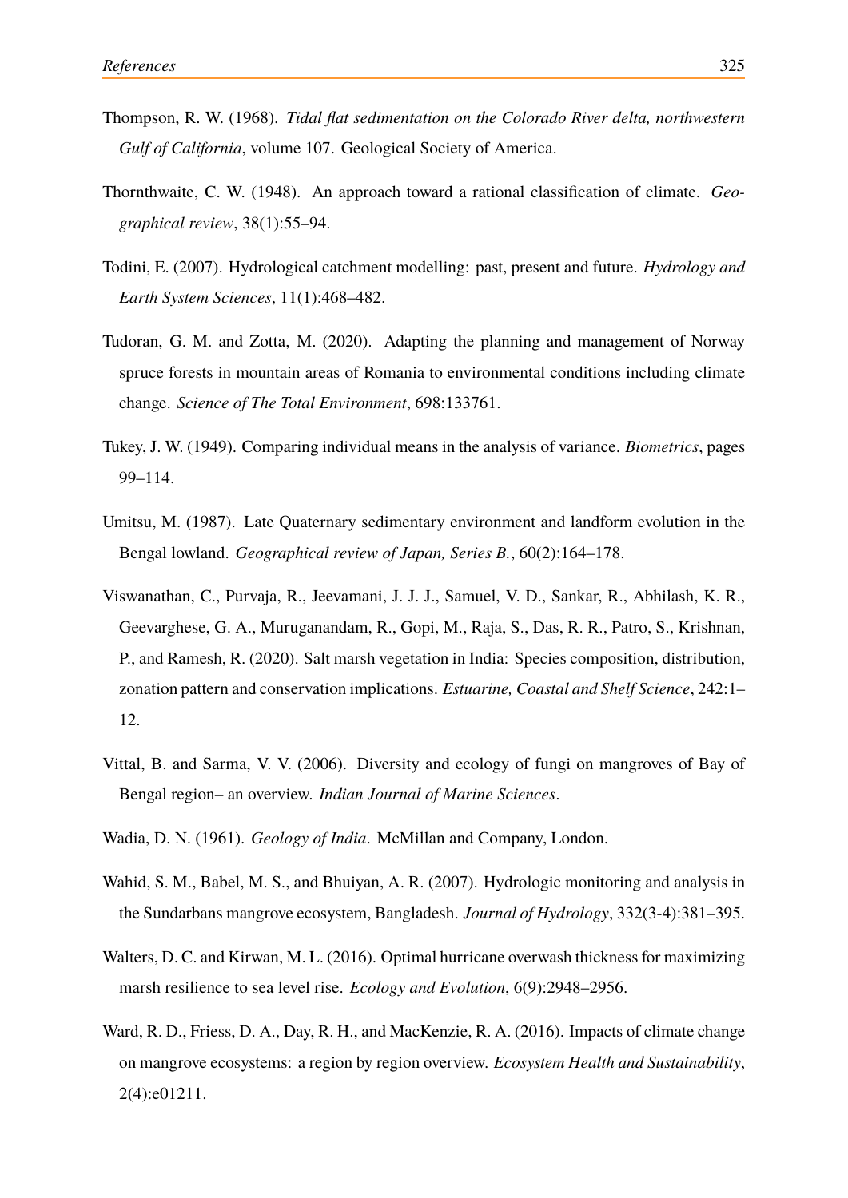Thompson, R. W. (1968). *Tidal flat sedimentation on the Colorado River delta, northwestern Gulf of California*, volume 107. Geological Society of America.

Thornthwaite, C. W. (1948). An approach toward a rational classification of climate. *Geographical review*, 38(1):55–94.

Todini, E. (2007). Hydrological catchment modelling: past, present and future. *Hydrology and Earth System Sciences*, 11(1):468–482.

Tudoran, G. M. and Zotta, M. (2020). Adapting the planning and management of Norway spruce forests in mountain areas of Romania to environmental conditions including climate change. *Science of The Total Environment*, 698:133761.

Tukey, J. W. (1949). Comparing individual means in the analysis of variance. *Biometrics*, pages 99–114.

Umitsu, M. (1987). Late Quaternary sedimentary environment and landform evolution in the Bengal lowland. *Geographical review of Japan, Series B.*, 60(2):164–178.

Viswanathan, C., Purvaja, R., Jeevamani, J. J. J., Samuel, V. D., Sankar, R., Abhilash, K. R., Geevarghese, G. A., Muruganandam, R., Gopi, M., Raja, S., Das, R. R., Patro, S., Krishnan, P., and Ramesh, R. (2020). Salt marsh vegetation in India: Species composition, distribution, zonation pattern and conservation implications. *Estuarine, Coastal and Shelf Science*, 242:1–12.

Vittal, B. and Sarma, V. V. (2006). Diversity and ecology of fungi on mangroves of Bay of Bengal region– an overview. *Indian Journal of Marine Sciences*.

Wadia, D. N. (1961). *Geology of India*. McMillan and Company, London.

Wahid, S. M., Babel, M. S., and Bhuiyan, A. R. (2007). Hydrologic monitoring and analysis in the Sundarbans mangrove ecosystem, Bangladesh. *Journal of Hydrology*, 332(3-4):381–395.

Walters, D. C. and Kirwan, M. L. (2016). Optimal hurricane overwash thickness for maximizing marsh resilience to sea level rise. *Ecology and Evolution*, 6(9):2948–2956.

Ward, R. D., Friess, D. A., Day, R. H., and MacKenzie, R. A. (2016). Impacts of climate change on mangrove ecosystems: a region by region overview. *Ecosystem Health and Sustainability*, 2(4):e01211.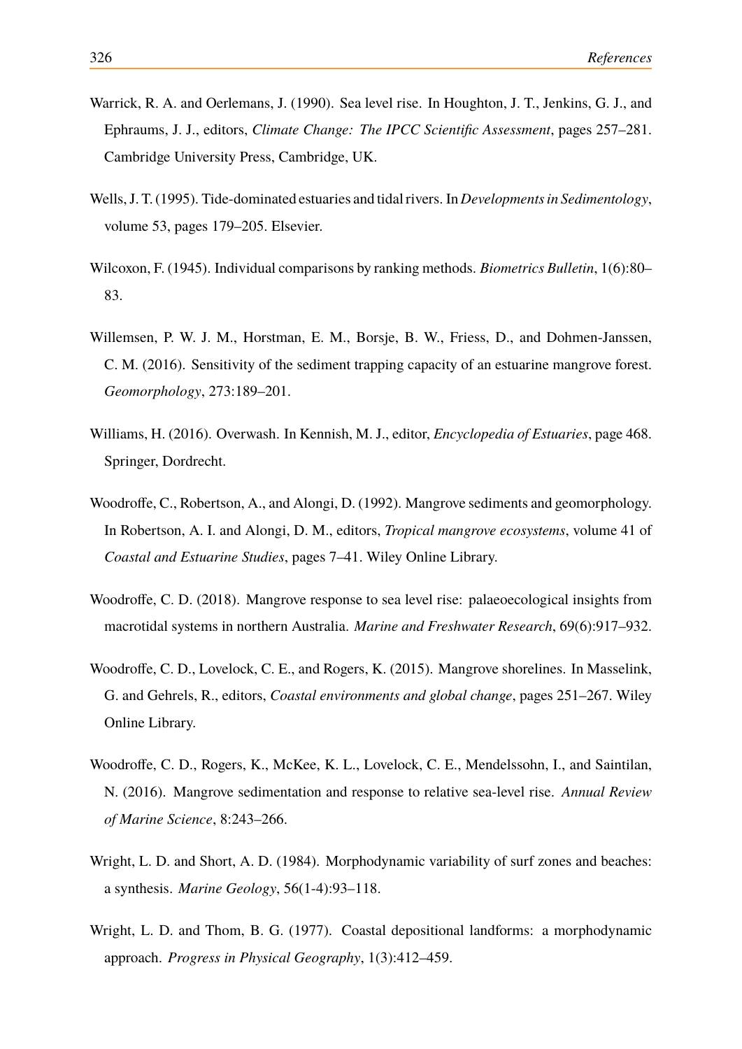Warrick, R. A. and Oerlemans, J. (1990). Sea level rise. In Houghton, J. T., Jenkins, G. J., and Ephraums, J. J., editors, *Climate Change: The IPCC Scientific Assessment*, pages 257–281. Cambridge University Press, Cambridge, UK.

Wells, J. T. (1995). Tide-dominated estuaries and tidal rivers. In *Developments in Sedimentology*, volume 53, pages 179–205. Elsevier.

Wilcoxon, F. (1945). Individual comparisons by ranking methods. *Biometrics Bulletin*, 1(6):80–83.

Willemsen, P. W. J. M., Horstman, E. M., Borsje, B. W., Friess, D., and Dohmen-Janssen, C. M. (2016). Sensitivity of the sediment trapping capacity of an estuarine mangrove forest. *Geomorphology*, 273:189–201.

Williams, H. (2016). Overwash. In Kennish, M. J., editor, *Encyclopedia of Estuaries*, page 468. Springer, Dordrecht.

Woodroffe, C., Robertson, A., and Alongi, D. (1992). Mangrove sediments and geomorphology. In Robertson, A. I. and Alongi, D. M., editors, *Tropical mangrove ecosystems*, volume 41 of *Coastal and Estuarine Studies*, pages 7–41. Wiley Online Library.

Woodroffe, C. D. (2018). Mangrove response to sea level rise: palaeoecological insights from macrotidal systems in northern Australia. *Marine and Freshwater Research*, 69(6):917–932.

Woodroffe, C. D., Lovelock, C. E., and Rogers, K. (2015). Mangrove shorelines. In Masselink, G. and Gehrels, R., editors, *Coastal environments and global change*, pages 251–267. Wiley Online Library.

Woodroffe, C. D., Rogers, K., McKee, K. L., Lovelock, C. E., Mendelssohn, I., and Saintilan, N. (2016). Mangrove sedimentation and response to relative sea-level rise. *Annual Review of Marine Science*, 8:243–266.

Wright, L. D. and Short, A. D. (1984). Morphodynamic variability of surf zones and beaches: a synthesis. *Marine Geology*, 56(1-4):93–118.

Wright, L. D. and Thom, B. G. (1977). Coastal depositional landforms: a morphodynamic approach. *Progress in Physical Geography*, 1(3):412–459.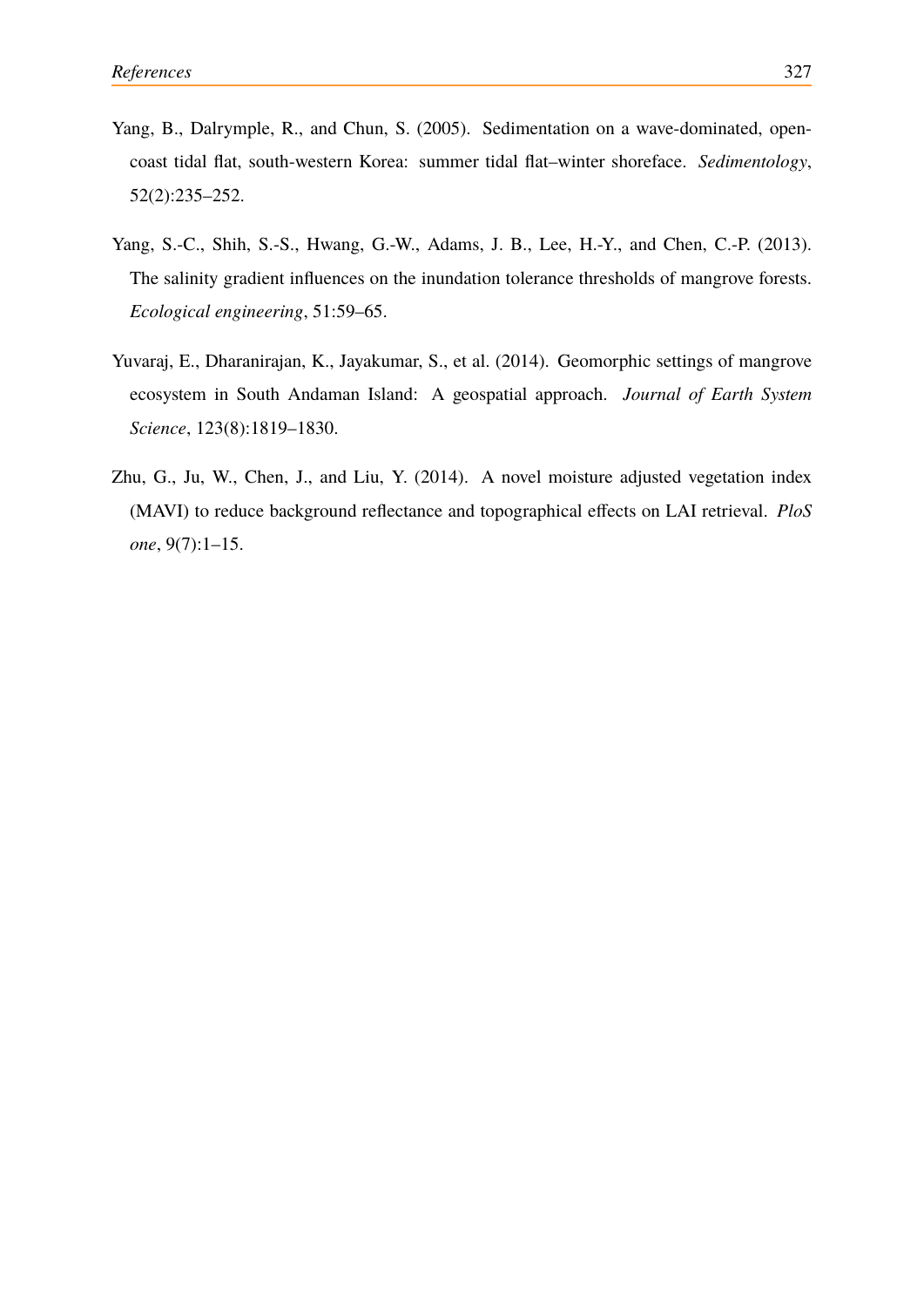Yang, B., Dalrymple, R., and Chun, S. (2005). Sedimentation on a wave-dominated, open-coast tidal flat, south-western Korea: summer tidal flat–winter shoreface. *Sedimentology*, 52(2):235–252.

Yang, S.-C., Shih, S.-S., Hwang, G.-W., Adams, J. B., Lee, H.-Y., and Chen, C.-P. (2013). The salinity gradient influences on the inundation tolerance thresholds of mangrove forests. *Ecological engineering*, 51:59–65.

Yuvaraj, E., Dharanirajan, K., Jayakumar, S., et al. (2014). Geomorphic settings of mangrove ecosystem in South Andaman Island: A geospatial approach. *Journal of Earth System Science*, 123(8):1819–1830.

Zhu, G., Ju, W., Chen, J., and Liu, Y. (2014). A novel moisture adjusted vegetation index (MAVI) to reduce background reflectance and topographical effects on LAI retrieval. *PloS one*, 9(7):1–15.